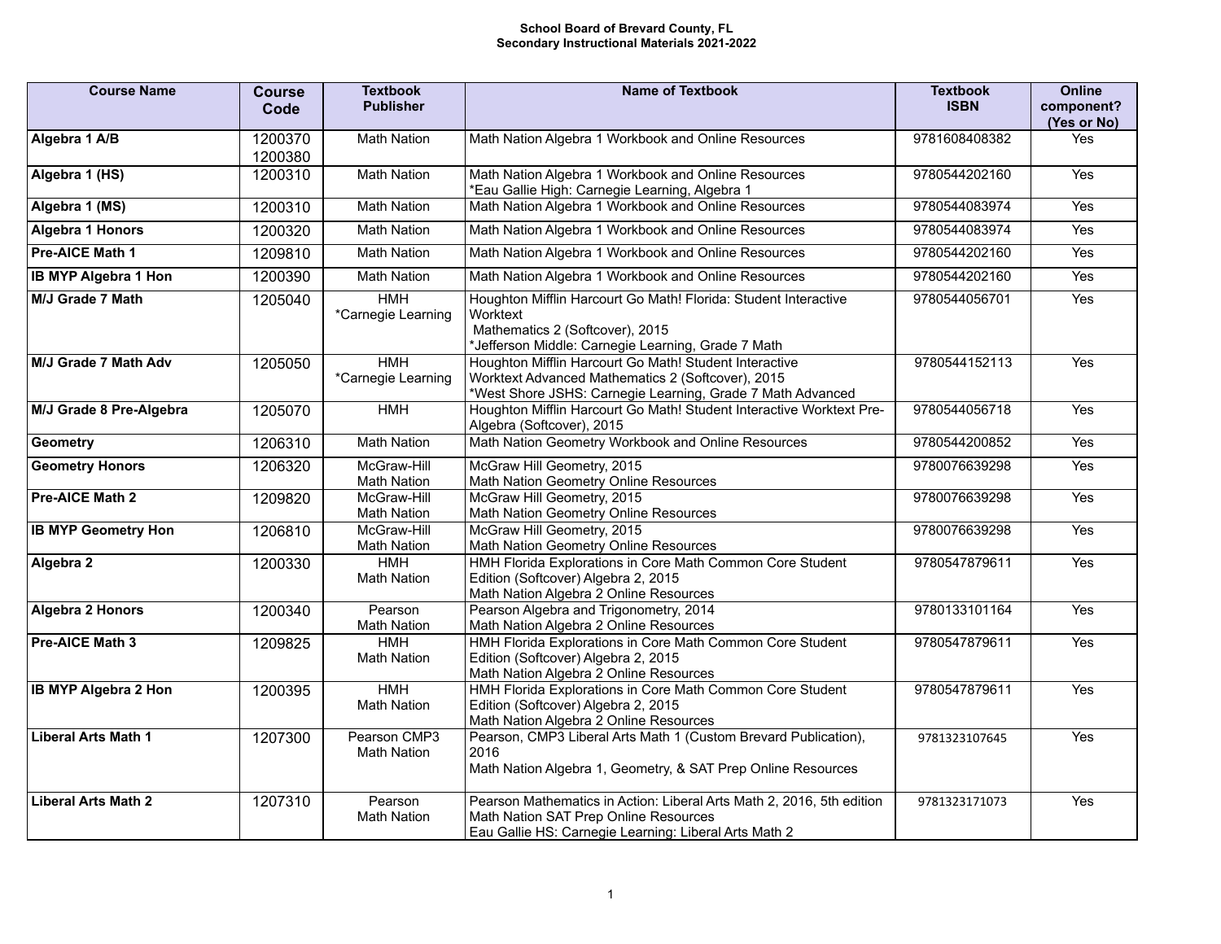# School Board of Brevard County, FL
## Secondary Instructional Materials 2021-2022

| Course Name | Course Code | Textbook Publisher | Name of Textbook | Textbook ISBN | Online component? (Yes or No) |
|---|---|---|---|---|---|
| **Algebra 1 A/B** | 1200370<br>1200380 | Math Nation | Math Nation Algebra 1 Workbook and Online Resources | 9781608408382 | Yes |
| **Algebra 1 (HS)** | 1200310 | Math Nation | Math Nation Algebra 1 Workbook and Online Resources<br>*Eau Gallie High: Carnegie Learning, Algebra 1 | 9780544202160 | Yes |
| **Algebra 1 (MS)** | 1200310 | Math Nation | Math Nation Algebra 1 Workbook and Online Resources | 9780544083974 | Yes |
| **Algebra 1 Honors** | 1200320 | Math Nation | Math Nation Algebra 1 Workbook and Online Resources | 9780544083974 | Yes |
| **Pre-AICE Math 1** | 1209810 | Math Nation | Math Nation Algebra 1 Workbook and Online Resources | 9780544202160 | Yes |
| **IB MYP Algebra 1 Hon** | 1200390 | Math Nation | Math Nation Algebra 1 Workbook and Online Resources | 9780544202160 | Yes |
| **M/J Grade 7 Math** | 1205040 | HMH<br>*Carnegie Learning | Houghton Mifflin Harcourt Go Math! Florida: Student Interactive Worktext<br>Mathematics 2 (Softcover), 2015<br>*Jefferson Middle: Carnegie Learning, Grade 7 Math | 9780544056701 | Yes |
| **M/J Grade 7 Math Adv** | 1205050 | HMH<br>*Carnegie Learning | Houghton Mifflin Harcourt Go Math! Student Interactive Worktext Advanced Mathematics 2 (Softcover), 2015<br>*West Shore JSHS: Carnegie Learning, Grade 7 Math Advanced | 9780544152113 | Yes |
| **M/J Grade 8 Pre-Algebra** | 1205070 | HMH | Houghton Mifflin Harcourt Go Math! Student Interactive Worktext Pre-Algebra (Softcover), 2015 | 9780544056718 | Yes |
| **Geometry** | 1206310 | Math Nation | Math Nation Geometry Workbook and Online Resources | 9780544200852 | Yes |
| **Geometry Honors** | 1206320 | McGraw-Hill<br>Math Nation | McGraw Hill Geometry, 2015<br>Math Nation Geometry Online Resources | 9780076639298 | Yes |
| **Pre-AICE Math 2** | 1209820 | McGraw-Hill<br>Math Nation | McGraw Hill Geometry, 2015<br>Math Nation Geometry Online Resources | 9780076639298 | Yes |
| **IB MYP Geometry Hon** | 1206810 | McGraw-Hill<br>Math Nation | McGraw Hill Geometry, 2015<br>Math Nation Geometry Online Resources | 9780076639298 | Yes |
| **Algebra 2** | 1200330 | HMH<br>Math Nation | HMH Florida Explorations in Core Math Common Core Student Edition (Softcover) Algebra 2, 2015<br>Math Nation Algebra 2 Online Resources | 9780547879611 | Yes |
| **Algebra 2 Honors** | 1200340 | Pearson<br>Math Nation | Pearson Algebra and Trigonometry, 2014<br>Math Nation Algebra 2 Online Resources | 9780133101164 | Yes |
| **Pre-AICE Math 3** | 1209825 | HMH<br>Math Nation | HMH Florida Explorations in Core Math Common Core Student Edition (Softcover) Algebra 2, 2015<br>Math Nation Algebra 2 Online Resources | 9780547879611 | Yes |
| **IB MYP Algebra 2 Hon** | 1200395 | HMH<br>Math Nation | HMH Florida Explorations in Core Math Common Core Student Edition (Softcover) Algebra 2, 2015<br>Math Nation Algebra 2 Online Resources | 9780547879611 | Yes |
| **Liberal Arts Math 1** | 1207300 | Pearson CMP3<br>Math Nation | Pearson, CMP3 Liberal Arts Math 1 (Custom Brevard Publication), 2016<br>Math Nation Algebra 1, Geometry, & SAT Prep Online Resources | 9781323107645 | Yes |
| **Liberal Arts Math 2** | 1207310 | Pearson<br>Math Nation | Pearson Mathematics in Action: Liberal Arts Math 2, 2016, 5th edition<br>Math Nation SAT Prep Online Resources<br>Eau Gallie HS: Carnegie Learning: Liberal Arts Math 2 | 9781323171073 | Yes |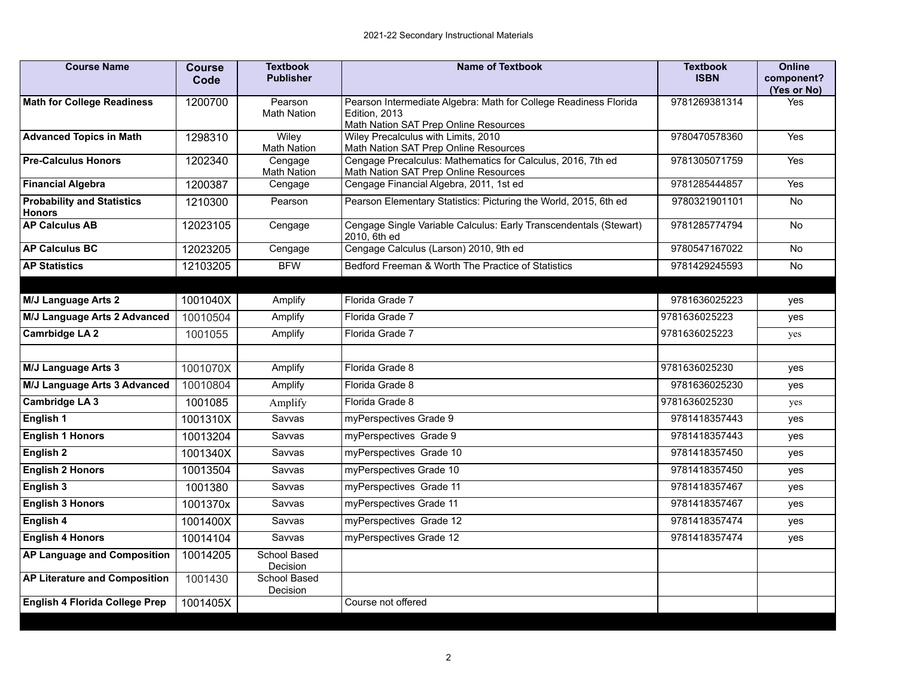| Course Name | Course Code | Textbook Publisher | Name of Textbook | Textbook ISBN | Online component? (Yes or No) |
|---|---|---|---|---|---|
| **Math for College Readiness** | 1200700 | Pearson<br>Math Nation | Pearson Intermediate Algebra: Math for College Readiness Florida Edition, 2013<br>Math Nation SAT Prep Online Resources | 9781269381314 | Yes |
| **Advanced Topics in Math** | 1298310 | Wiley<br>Math Nation | Wiley Precalculus with Limits, 2010<br>Math Nation SAT Prep Online Resources | 9780470578360 | Yes |
| **Pre-Calculus Honors** | 1202340 | Cengage<br>Math Nation | Cengage Precalculus: Mathematics for Calculus, 2016, 7th ed<br>Math Nation SAT Prep Online Resources | 9781305071759 | Yes |
| **Financial Algebra** | 1200387 | Cengage | Cengage Financial Algebra, 2011, 1st ed | 9781285444857 | Yes |
| **Probability and Statistics Honors** | 1210300 | Pearson | Pearson Elementary Statistics: Picturing the World, 2015, 6th ed | 9780321901101 | No |
| **AP Calculus AB** | 12023105 | Cengage | Cengage Single Variable Calculus: Early Transcendentals (Stewart) 2010, 6th ed | 9781285774794 | No |
| **AP Calculus BC** | 12023205 | Cengage | Cengage Calculus (Larson) 2010, 9th ed | 9780547167022 | No |
| **AP Statistics** | 12103205 | BFW | Bedford Freeman & Worth The Practice of Statistics | 9781429245593 | No |
| | | | | | |
| **M/J Language Arts 2** | 1001040X | Amplify | Florida Grade 7 | 9781636025223 | yes |
| **M/J Language Arts 2 Advanced** | 10010504 | Amplify | Florida Grade 7 | 9781636025223 | yes |
| **Camrbidge LA 2** | 1001055 | Amplify | Florida Grade 7 | 9781636025223 | yes |
| | | | | | |
| **M/J Language Arts 3** | 1001070X | Amplify | Florida Grade 8 | 9781636025230 | yes |
| **M/J Language Arts 3 Advanced** | 10010804 | Amplify | Florida Grade 8 | 9781636025230 | yes |
| **Cambridge LA 3** | 1001085 | Amplify | Florida Grade 8 | 9781636025230 | yes |
| **English 1** | 1001310X | Savvas | myPerspectives Grade 9 | 9781418357443 | yes |
| **English 1 Honors** | 10013204 | Savvas | myPerspectives Grade 9 | 9781418357443 | yes |
| **English 2** | 1001340X | Savvas | myPerspectives Grade 10 | 9781418357450 | yes |
| **English 2 Honors** | 10013504 | Savvas | myPerspectives Grade 10 | 9781418357450 | yes |
| **English 3** | 1001380 | Savvas | myPerspectives Grade 11 | 9781418357467 | yes |
| **English 3 Honors** | 1001370x | Savvas | myPerspectives Grade 11 | 9781418357467 | yes |
| **English 4** | 1001400X | Savvas | myPerspectives Grade 12 | 9781418357474 | yes |
| **English 4 Honors** | 10014104 | Savvas | myPerspectives Grade 12 | 9781418357474 | yes |
| **AP Language and Composition** | 10014205 | School Based Decision | | | |
| **AP Literature and Composition** | 1001430 | School Based Decision | | | |
| **English 4 Florida College Prep** | 1001405X | | Course not offered | | |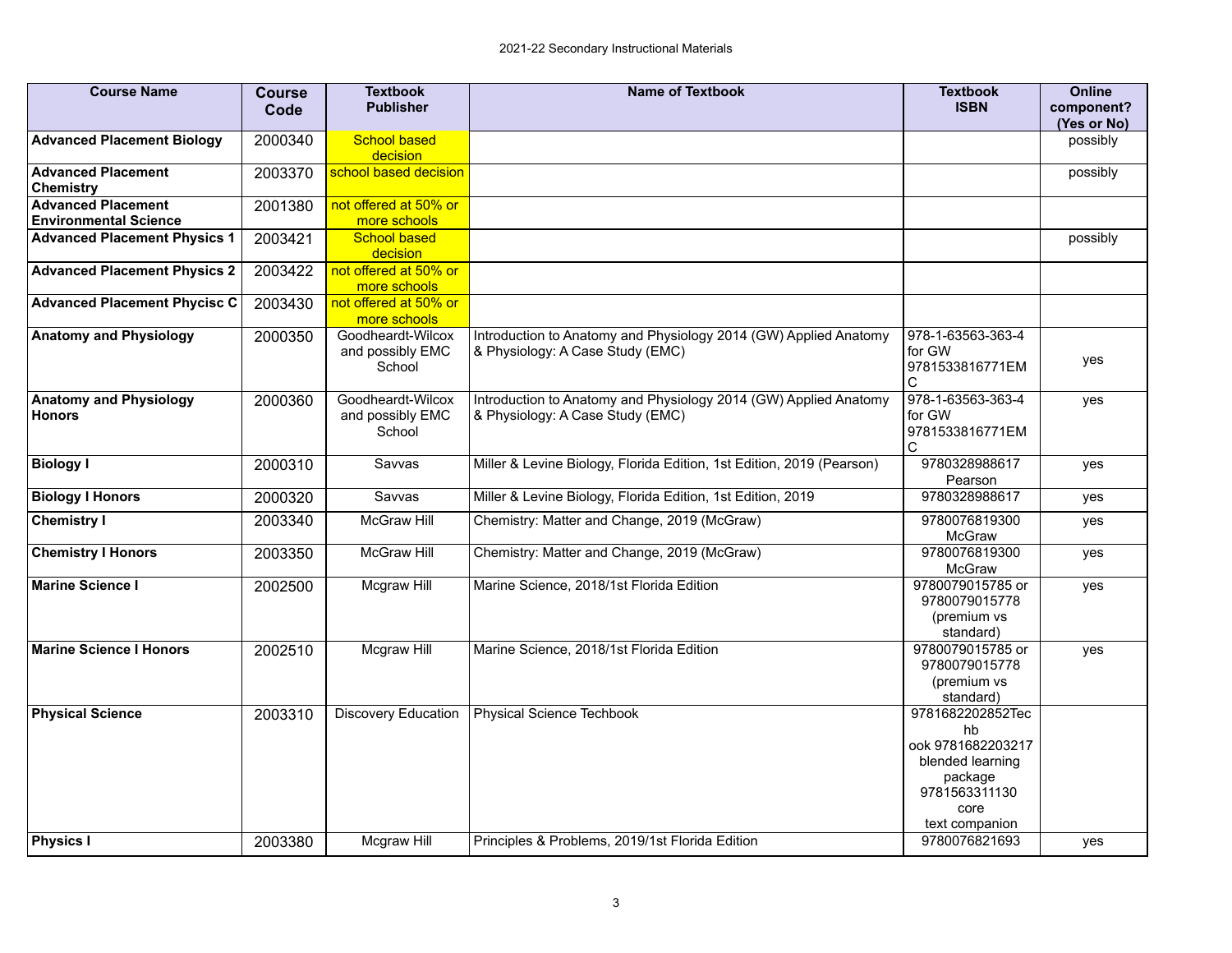| Course Name | Course Code | Textbook Publisher | Name of Textbook | Textbook ISBN | Online component? (Yes or No) |
|---|---|---|---|---|---|
| **Advanced Placement Biology** | 2000340 | School based decision | | | possibly |
| **Advanced Placement Chemistry** | 2003370 | school based decision | | | possibly |
| **Advanced Placement Environmental Science** | 2001380 | not offered at 50% or more schools | | | |
| **Advanced Placement Physics 1** | 2003421 | School based decision | | | possibly |
| **Advanced Placement Physics 2** | 2003422 | not offered at 50% or more schools | | | |
| **Advanced Placement Phycisc C** | 2003430 | not offered at 50% or more schools | | | |
| **Anatomy and Physiology** | 2000350 | Goodheardt-Wilcox and possibly EMC School | Introduction to Anatomy and Physiology 2014 (GW) Applied Anatomy & Physiology: A Case Study (EMC) | 978-1-63563-363-4 for GW 9781533816771EMC | yes |
| **Anatomy and Physiology Honors** | 2000360 | Goodheardt-Wilcox and possibly EMC School | Introduction to Anatomy and Physiology 2014 (GW) Applied Anatomy & Physiology: A Case Study (EMC) | 978-1-63563-363-4 for GW 9781533816771EMC | yes |
| **Biology I** | 2000310 | Savvas | Miller & Levine Biology, Florida Edition, 1st Edition, 2019 (Pearson) | 9780328988617 Pearson | yes |
| **Biology I Honors** | 2000320 | Savvas | Miller & Levine Biology, Florida Edition, 1st Edition, 2019 | 9780328988617 | yes |
| **Chemistry I** | 2003340 | McGraw Hill | Chemistry: Matter and Change, 2019 (McGraw) | 9780076819300 McGraw | yes |
| **Chemistry I Honors** | 2003350 | McGraw Hill | Chemistry: Matter and Change, 2019 (McGraw) | 9780076819300 McGraw | yes |
| **Marine Science I** | 2002500 | Mcgraw Hill | Marine Science, 2018/1st Florida Edition | 9780079015785 or 9780079015778 (premium vs standard) | yes |
| **Marine Science I Honors** | 2002510 | Mcgraw Hill | Marine Science, 2018/1st Florida Edition | 9780079015785 or 9780079015778 (premium vs standard) | yes |
| **Physical Science** | 2003310 | Discovery Education | Physical Science Techbook | 9781682202852Techbook 9781682203217 blended learning package 9781563311130 core text companion | |
| **Physics I** | 2003380 | Mcgraw Hill | Principles & Problems, 2019/1st Florida Edition | 9780076821693 | yes |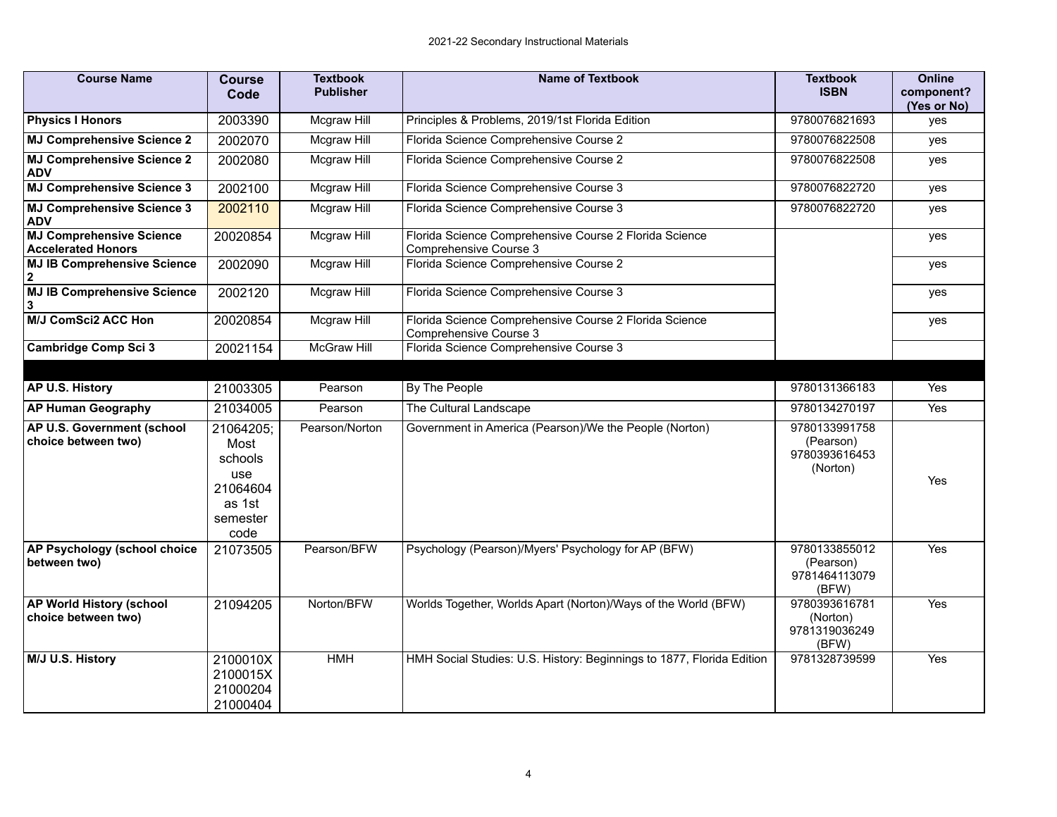| Course Name | Course Code | Textbook Publisher | Name of Textbook | Textbook ISBN | Online component? (Yes or No) |
|---|---|---|---|---|---|
| **Physics I Honors** | 2003390 | Mcgraw Hill | Principles & Problems, 2019/1st Florida Edition | 9780076821693 | yes |
| **MJ Comprehensive Science 2** | 2002070 | Mcgraw Hill | Florida Science Comprehensive Course 2 | 9780076822508 | yes |
| **MJ Comprehensive Science 2 ADV** | 2002080 | Mcgraw Hill | Florida Science Comprehensive Course 2 | 9780076822508 | yes |
| **MJ Comprehensive Science 3** | 2002100 | Mcgraw Hill | Florida Science Comprehensive Course 3 | 9780076822720 | yes |
| **MJ Comprehensive Science 3 ADV** | 2002110 | Mcgraw Hill | Florida Science Comprehensive Course 3 | 9780076822720 | yes |
| **MJ Comprehensive Science Accelerated Honors** | 20020854 | Mcgraw Hill | Florida Science Comprehensive Course 2 Florida Science Comprehensive Course 3 | | yes |
| **MJ IB Comprehensive Science 2** | 2002090 | Mcgraw Hill | Florida Science Comprehensive Course 2 | | yes |
| **MJ IB Comprehensive Science 3** | 2002120 | Mcgraw Hill | Florida Science Comprehensive Course 3 | | yes |
| **M/J ComSci2 ACC Hon** | 20020854 | Mcgraw Hill | Florida Science Comprehensive Course 2 Florida Science Comprehensive Course 3 | | yes |
| **Cambridge Comp Sci 3** | 20021154 | McGraw Hill | Florida Science Comprehensive Course 3 | | |
| | | | | | |
| **AP U.S. History** | 21003305 | Pearson | By The People | 9780131366183 | Yes |
| **AP Human Geography** | 21034005 | Pearson | The Cultural Landscape | 9780134270197 | Yes |
| **AP U.S. Government (school choice between two)** | 21064205; Most schools use 21064604 as 1st semester code | Pearson/Norton | Government in America (Pearson)/We the People (Norton) | 9780133991758 (Pearson) 9780393616453 (Norton) | Yes |
| **AP Psychology (school choice between two)** | 21073505 | Pearson/BFW | Psychology (Pearson)/Myers' Psychology for AP (BFW) | 9780133855012 (Pearson) 9781464113079 (BFW) | Yes |
| **AP World History (school choice between two)** | 21094205 | Norton/BFW | Worlds Together, Worlds Apart (Norton)/Ways of the World (BFW) | 9780393616781 (Norton) 9781319036249 (BFW) | Yes |
| **M/J U.S. History** | 2100010X 2100015X 21000204 21000404 | HMH | HMH Social Studies: U.S. History: Beginnings to 1877, Florida Edition | 9781328739599 | Yes |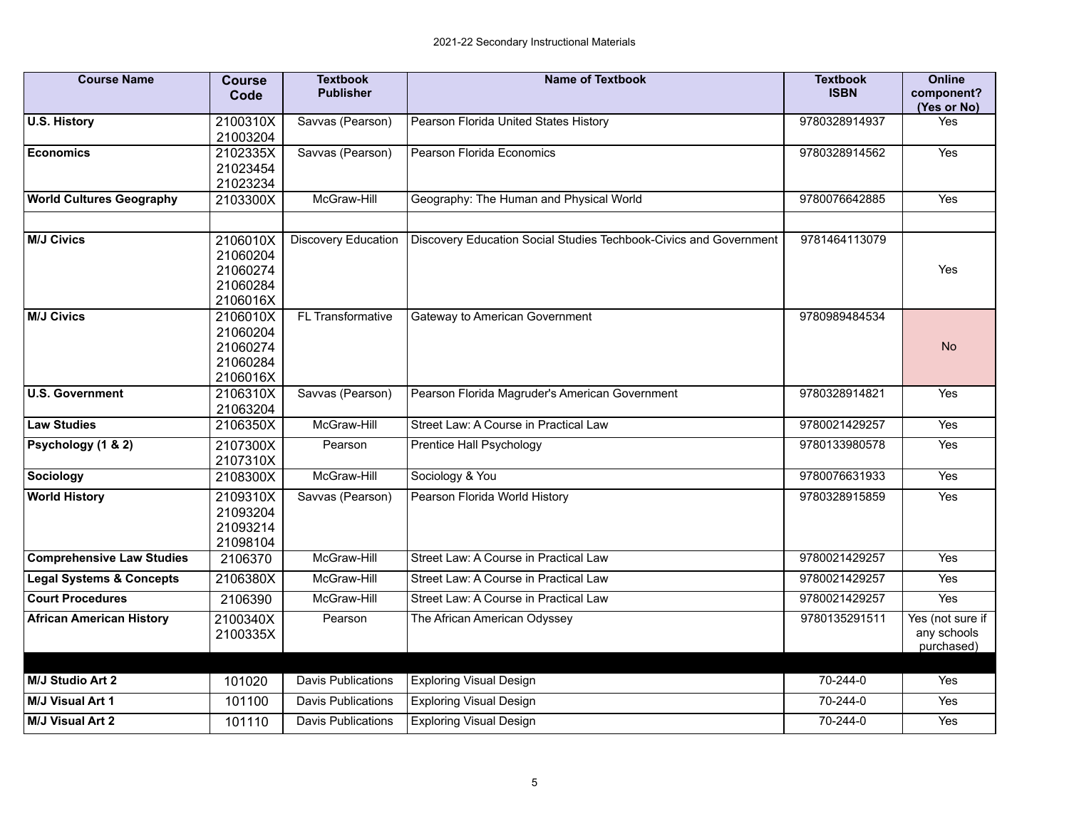2021-22 Secondary Instructional Materials

| Course Name | Course Code | Textbook Publisher | Name of Textbook | Textbook ISBN | Online component? (Yes or No) |
|---|---|---|---|---|---|
| **U.S. History** | 2100310X 21003204 | Savvas (Pearson) | Pearson Florida United States History | 9780328914937 | Yes |
| **Economics** | 2102335X 21023454 21023234 | Savvas (Pearson) | Pearson Florida Economics | 9780328914562 | Yes |
| **World Cultures Geography** | 2103300X | McGraw-Hill | Geography: The Human and Physical World | 9780076642885 | Yes |
| | | | | | |
| **M/J Civics** | 2106010X 21060204 21060274 21060284 2106016X | Discovery Education | Discovery Education Social Studies Techbook-Civics and Government | 9781464113079 | Yes |
| **M/J Civics** | 2106010X 21060204 21060274 21060284 2106016X | FL Transformative | Gateway to American Government | 9780989484534 | No |
| **U.S. Government** | 2106310X 21063204 | Savvas (Pearson) | Pearson Florida Magruder's American Government | 9780328914821 | Yes |
| **Law Studies** | 2106350X | McGraw-Hill | Street Law: A Course in Practical Law | 9780021429257 | Yes |
| **Psychology (1 & 2)** | 2107300X 2107310X | Pearson | Prentice Hall Psychology | 9780133980578 | Yes |
| **Sociology** | 2108300X | McGraw-Hill | Sociology & You | 9780076631933 | Yes |
| **World History** | 2109310X 21093204 21093214 21098104 | Savvas (Pearson) | Pearson Florida World History | 9780328915859 | Yes |
| **Comprehensive Law Studies** | 2106370 | McGraw-Hill | Street Law: A Course in Practical Law | 9780021429257 | Yes |
| **Legal Systems & Concepts** | 2106380X | McGraw-Hill | Street Law: A Course in Practical Law | 9780021429257 | Yes |
| **Court Procedures** | 2106390 | McGraw-Hill | Street Law: A Course in Practical Law | 9780021429257 | Yes |
| **African American History** | 2100340X 2100335X | Pearson | The African American Odyssey | 9780135291511 | Yes (not sure if any schools purchased) |
| | | | | | |
| **M/J Studio Art 2** | 101020 | Davis Publications | Exploring Visual Design | 70-244-0 | Yes |
| **M/J Visual Art 1** | 101100 | Davis Publications | Exploring Visual Design | 70-244-0 | Yes |
| **M/J Visual Art 2** | 101110 | Davis Publications | Exploring Visual Design | 70-244-0 | Yes |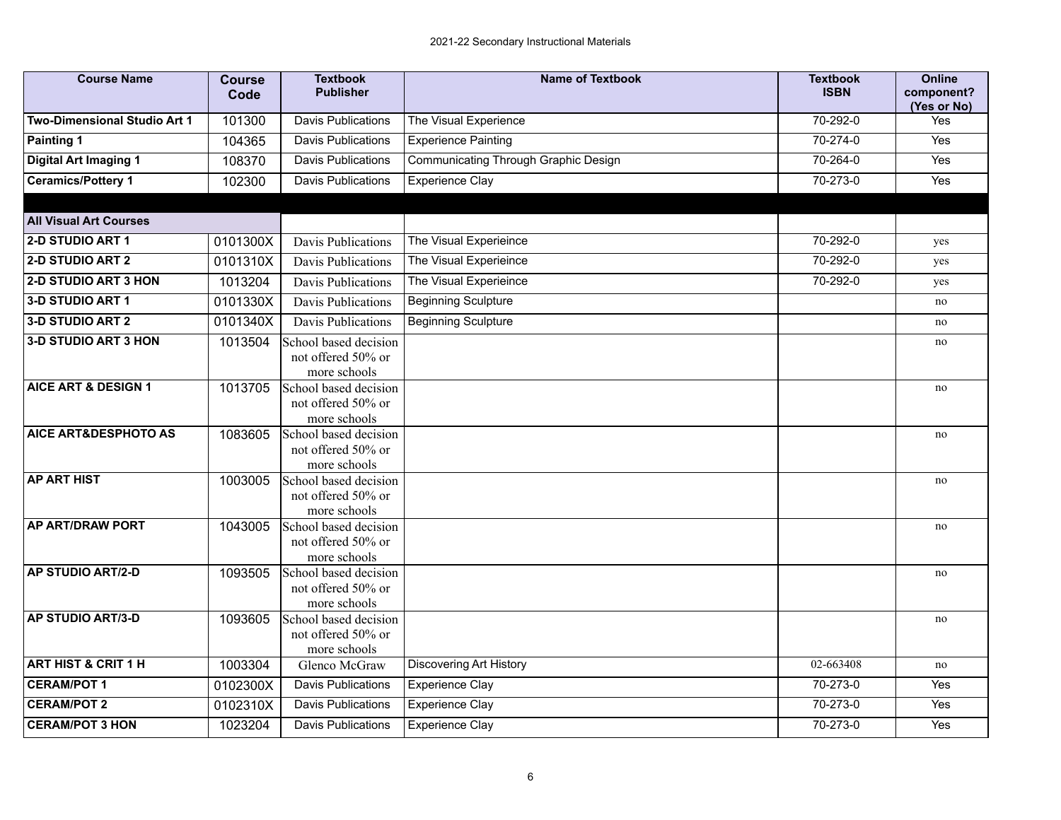| Course Name | Course Code | Textbook Publisher | Name of Textbook | Textbook ISBN | Online component? (Yes or No) |
|---|---|---|---|---|---|
| **Two-Dimensional Studio Art 1** | 101300 | Davis Publications | The Visual Experience | 70-292-0 | Yes |
| **Painting 1** | 104365 | Davis Publications | Experience Painting | 70-274-0 | Yes |
| **Digital Art Imaging 1** | 108370 | Davis Publications | Communicating Through Graphic Design | 70-264-0 | Yes |
| **Ceramics/Pottery 1** | 102300 | Davis Publications | Experience Clay | 70-273-0 | Yes |
| | | | | | |
| **All Visual Art Courses** | | | | | |
| **2-D STUDIO ART 1** | 0101300X | Davis Publications | The Visual Experieince | 70-292-0 | yes |
| **2-D STUDIO ART 2** | 0101310X | Davis Publications | The Visual Experieince | 70-292-0 | yes |
| **2-D STUDIO ART 3 HON** | 1013204 | Davis Publications | The Visual Experieince | 70-292-0 | yes |
| **3-D STUDIO ART 1** | 0101330X | Davis Publications | Beginning Sculpture | | no |
| **3-D STUDIO ART 2** | 0101340X | Davis Publications | Beginning Sculpture | | no |
| **3-D STUDIO ART 3 HON** | 1013504 | School based decision not offered 50% or more schools | | | no |
| **AICE ART & DESIGN 1** | 1013705 | School based decision not offered 50% or more schools | | | no |
| **AICE ART&DESPHOTO AS** | 1083605 | School based decision not offered 50% or more schools | | | no |
| **AP ART HIST** | 1003005 | School based decision not offered 50% or more schools | | | no |
| **AP ART/DRAW PORT** | 1043005 | School based decision not offered 50% or more schools | | | no |
| **AP STUDIO ART/2-D** | 1093505 | School based decision not offered 50% or more schools | | | no |
| **AP STUDIO ART/3-D** | 1093605 | School based decision not offered 50% or more schools | | | no |
| **ART HIST & CRIT 1 H** | 1003304 | Glenco McGraw | Discovering Art History | 02-663408 | no |
| **CERAM/POT 1** | 0102300X | Davis Publications | Experience Clay | 70-273-0 | Yes |
| **CERAM/POT 2** | 0102310X | Davis Publications | Experience Clay | 70-273-0 | Yes |
| **CERAM/POT 3 HON** | 1023204 | Davis Publications | Experience Clay | 70-273-0 | Yes |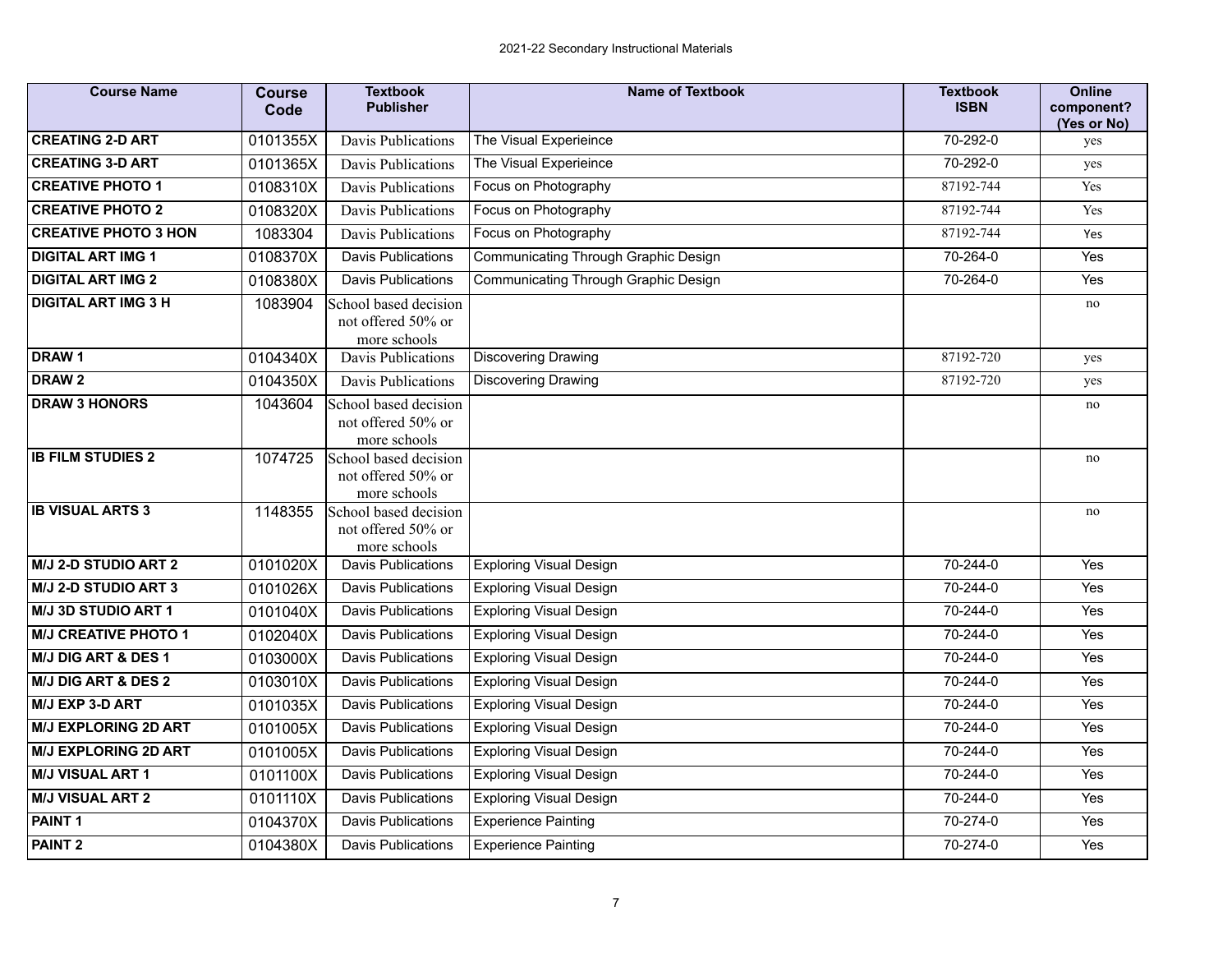| Course Name | Course Code | Textbook Publisher | Name of Textbook | Textbook ISBN | Online component? (Yes or No) |
|---|---|---|---|---|---|
| **CREATING 2-D ART** | 0101355X | Davis Publications | The Visual Experieince | 70-292-0 | yes |
| **CREATING 3-D ART** | 0101365X | Davis Publications | The Visual Experieince | 70-292-0 | yes |
| **CREATIVE PHOTO 1** | 0108310X | Davis Publications | Focus on Photography | 87192-744 | Yes |
| **CREATIVE PHOTO 2** | 0108320X | Davis Publications | Focus on Photography | 87192-744 | Yes |
| **CREATIVE PHOTO 3 HON** | 1083304 | Davis Publications | Focus on Photography | 87192-744 | Yes |
| **DIGITAL ART IMG 1** | 0108370X | Davis Publications | Communicating Through Graphic Design | 70-264-0 | Yes |
| **DIGITAL ART IMG 2** | 0108380X | Davis Publications | Communicating Through Graphic Design | 70-264-0 | Yes |
| **DIGITAL ART IMG 3 H** | 1083904 | School based decision not offered 50% or more schools | | | no |
| **DRAW 1** | 0104340X | Davis Publications | Discovering Drawing | 87192-720 | yes |
| **DRAW 2** | 0104350X | Davis Publications | Discovering Drawing | 87192-720 | yes |
| **DRAW 3 HONORS** | 1043604 | School based decision not offered 50% or more schools | | | no |
| **IB FILM STUDIES 2** | 1074725 | School based decision not offered 50% or more schools | | | no |
| **IB VISUAL ARTS 3** | 1148355 | School based decision not offered 50% or more schools | | | no |
| **M/J 2-D STUDIO ART 2** | 0101020X | Davis Publications | Exploring Visual Design | 70-244-0 | Yes |
| **M/J 2-D STUDIO ART 3** | 0101026X | Davis Publications | Exploring Visual Design | 70-244-0 | Yes |
| **M/J 3D STUDIO ART 1** | 0101040X | Davis Publications | Exploring Visual Design | 70-244-0 | Yes |
| **M/J CREATIVE PHOTO 1** | 0102040X | Davis Publications | Exploring Visual Design | 70-244-0 | Yes |
| **M/J DIG ART & DES 1** | 0103000X | Davis Publications | Exploring Visual Design | 70-244-0 | Yes |
| **M/J DIG ART & DES 2** | 0103010X | Davis Publications | Exploring Visual Design | 70-244-0 | Yes |
| **M/J EXP 3-D ART** | 0101035X | Davis Publications | Exploring Visual Design | 70-244-0 | Yes |
| **M/J EXPLORING 2D ART** | 0101005X | Davis Publications | Exploring Visual Design | 70-244-0 | Yes |
| **M/J EXPLORING 2D ART** | 0101005X | Davis Publications | Exploring Visual Design | 70-244-0 | Yes |
| **M/J VISUAL ART 1** | 0101100X | Davis Publications | Exploring Visual Design | 70-244-0 | Yes |
| **M/J VISUAL ART 2** | 0101110X | Davis Publications | Exploring Visual Design | 70-244-0 | Yes |
| **PAINT 1** | 0104370X | Davis Publications | Experience Painting | 70-274-0 | Yes |
| **PAINT 2** | 0104380X | Davis Publications | Experience Painting | 70-274-0 | Yes |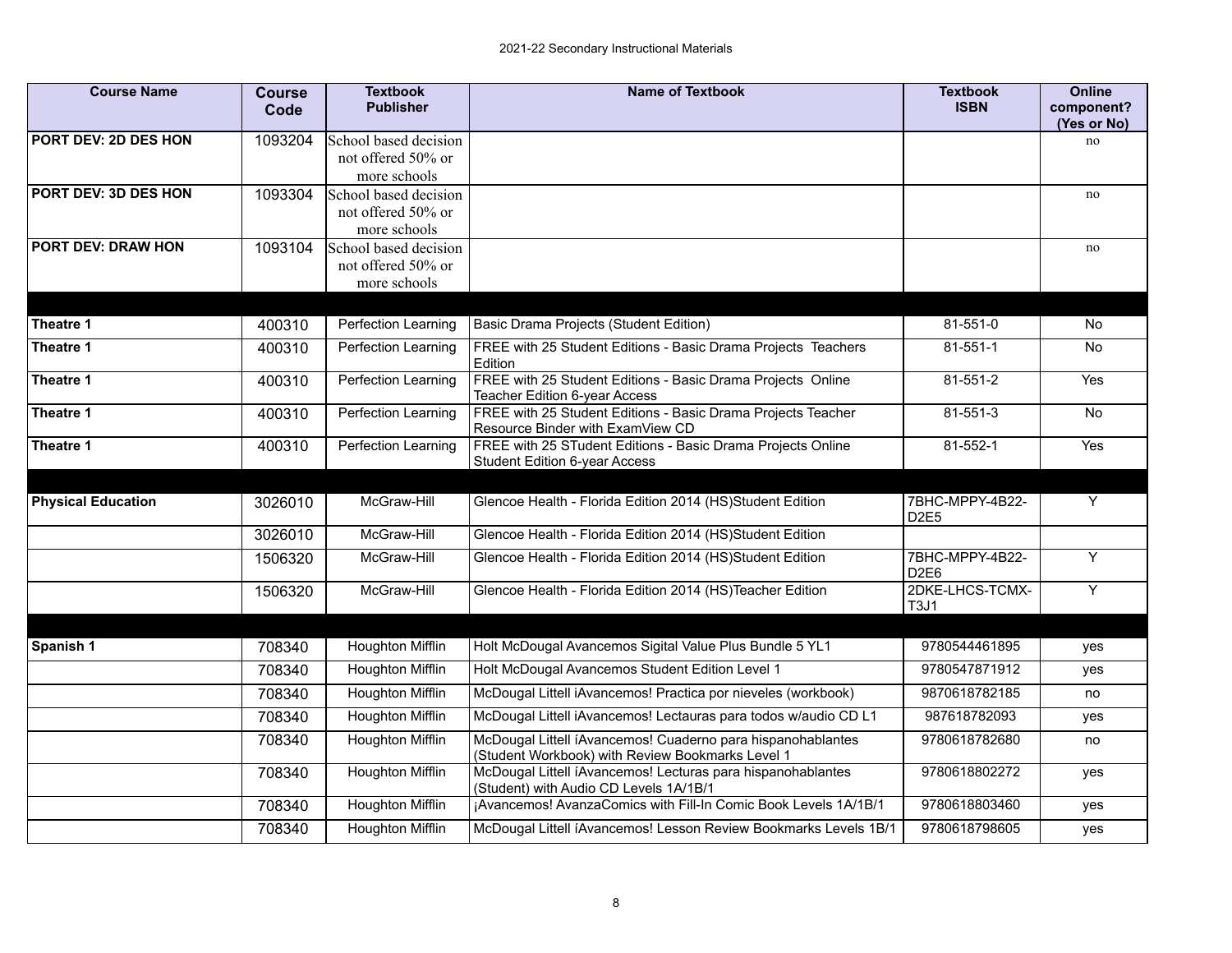| Course Name | Course Code | Textbook Publisher | Name of Textbook | Textbook ISBN | Online component? (Yes or No) |
|---|---|---|---|---|---|
| **PORT DEV: 2D DES HON** | 1093204 | School based decision not offered 50% or more schools | | | no |
| **PORT DEV: 3D DES HON** | 1093304 | School based decision not offered 50% or more schools | | | no |
| **PORT DEV: DRAW HON** | 1093104 | School based decision not offered 50% or more schools | | | no |
| | | | | | |
| **Theatre 1** | 400310 | Perfection Learning | Basic Drama Projects (Student Edition) | 81-551-0 | No |
| **Theatre 1** | 400310 | Perfection Learning | FREE with 25 Student Editions - Basic Drama Projects Teachers Edition | 81-551-1 | No |
| **Theatre 1** | 400310 | Perfection Learning | FREE with 25 Student Editions - Basic Drama Projects Online Teacher Edition 6-year Access | 81-551-2 | Yes |
| **Theatre 1** | 400310 | Perfection Learning | FREE with 25 Student Editions - Basic Drama Projects Teacher Resource Binder with ExamView CD | 81-551-3 | No |
| **Theatre 1** | 400310 | Perfection Learning | FREE with 25 STudent Editions - Basic Drama Projects Online Student Edition 6-year Access | 81-552-1 | Yes |
| | | | | | |
| **Physical Education** | 3026010 | McGraw-Hill | Glencoe Health - Florida Edition 2014 (HS)Student Edition | 7BHC-MPPY-4B22-D2E5 | Y |
| | 3026010 | McGraw-Hill | Glencoe Health - Florida Edition 2014 (HS)Student Edition | | |
| | 1506320 | McGraw-Hill | Glencoe Health - Florida Edition 2014 (HS)Student Edition | 7BHC-MPPY-4B22-D2E6 | Y |
| | 1506320 | McGraw-Hill | Glencoe Health - Florida Edition 2014 (HS)Teacher Edition | 2DKE-LHCS-TCMX-T3J1 | Y |
| | | | | | |
| **Spanish 1** | 708340 | Houghton Mifflin | Holt McDougal Avancemos Sigital Value Plus Bundle 5 YL1 | 9780544461895 | yes |
| | 708340 | Houghton Mifflin | Holt McDougal Avancemos Student Edition Level 1 | 9780547871912 | yes |
| | 708340 | Houghton Mifflin | McDougal Littell iAvancemos! Practica por nieveles (workbook) | 9870618782185 | no |
| | 708340 | Houghton Mifflin | McDougal Littell iAvancemos! Lectauras para todos w/audio CD L1 | 987618782093 | yes |
| | 708340 | Houghton Mifflin | McDougal Littell íAvancemos! Cuaderno para hispanohablantes (Student Workbook) with Review Bookmarks Level 1 | 9780618782680 | no |
| | 708340 | Houghton Mifflin | McDougal Littell íAvancemos! Lecturas para hispanohablantes (Student) with Audio CD Levels 1A/1B/1 | 9780618802272 | yes |
| | 708340 | Houghton Mifflin | ¡Avancemos! AvanzaComics with Fill-In Comic Book Levels 1A/1B/1 | 9780618803460 | yes |
| | 708340 | Houghton Mifflin | McDougal Littell íAvancemos! Lesson Review Bookmarks Levels 1B/1 | 9780618798605 | yes |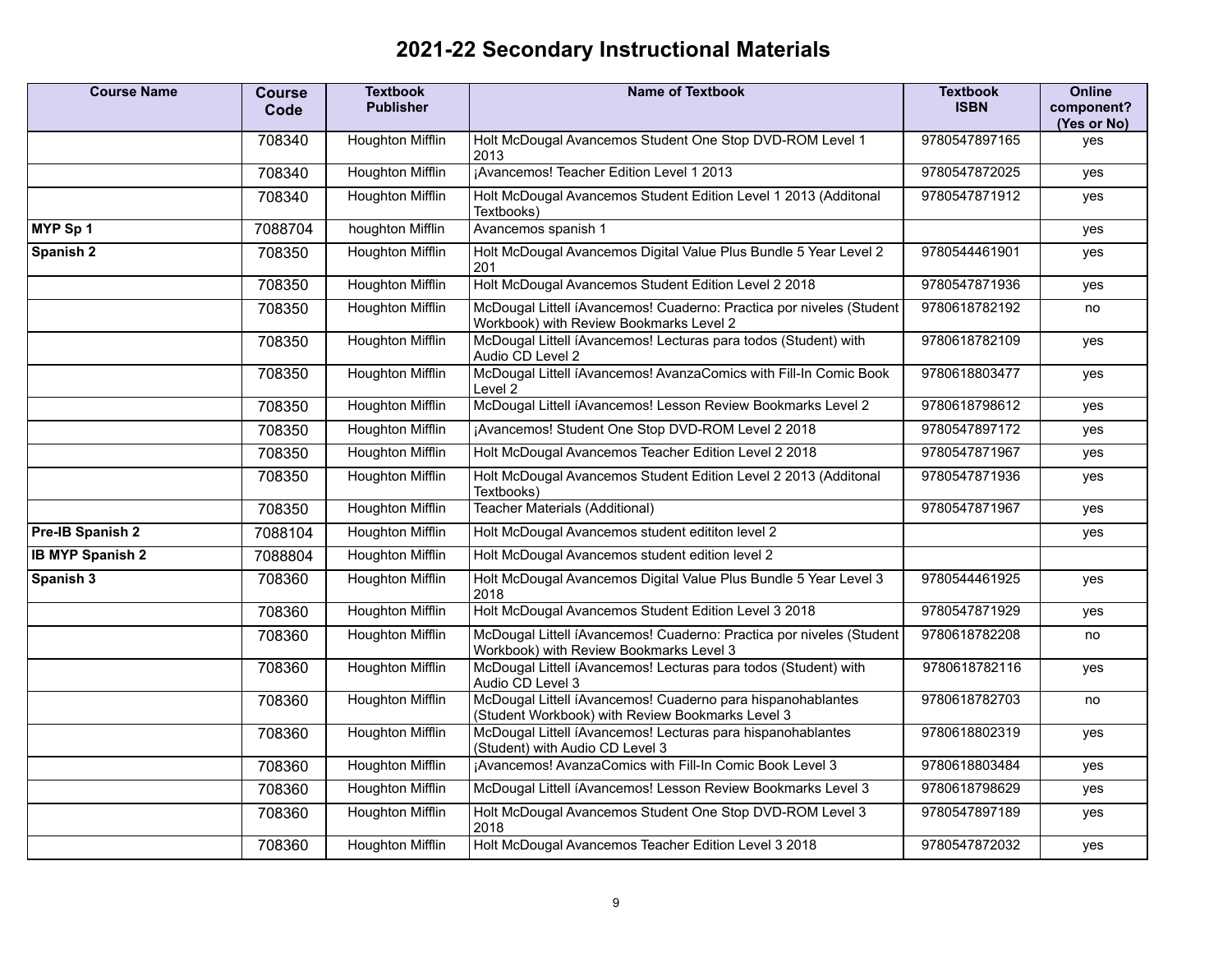# 2021-22 Secondary Instructional Materials

| Course Name | Course Code | Textbook Publisher | Name of Textbook | Textbook ISBN | Online component? (Yes or No) |
|---|---|---|---|---|---|
| | 708340 | Houghton Mifflin | Holt McDougal Avancemos Student One Stop DVD-ROM Level 1 2013 | 9780547897165 | yes |
| | 708340 | Houghton Mifflin | ¡Avancemos! Teacher Edition Level 1 2013 | 9780547872025 | yes |
| | 708340 | Houghton Mifflin | Holt McDougal Avancemos Student Edition Level 1 2013 (Additonal Textbooks) | 9780547871912 | yes |
| **MYP Sp 1** | 7088704 | houghton Mifflin | Avancemos spanish 1 | | yes |
| **Spanish 2** | 708350 | Houghton Mifflin | Holt McDougal Avancemos Digital Value Plus Bundle 5 Year Level 2 201 | 9780544461901 | yes |
| | 708350 | Houghton Mifflin | Holt McDougal Avancemos Student Edition Level 2 2018 | 9780547871936 | yes |
| | 708350 | Houghton Mifflin | McDougal Littell íAvancemos! Cuaderno: Practica por niveles (Student Workbook) with Review Bookmarks Level 2 | 9780618782192 | no |
| | 708350 | Houghton Mifflin | McDougal Littell íAvancemos! Lecturas para todos (Student) with Audio CD Level 2 | 9780618782109 | yes |
| | 708350 | Houghton Mifflin | McDougal Littell íAvancemos! AvanzaComics with Fill-In Comic Book Level 2 | 9780618803477 | yes |
| | 708350 | Houghton Mifflin | McDougal Littell íAvancemos! Lesson Review Bookmarks Level 2 | 9780618798612 | yes |
| | 708350 | Houghton Mifflin | ¡Avancemos! Student One Stop DVD-ROM Level 2 2018 | 9780547897172 | yes |
| | 708350 | Houghton Mifflin | Holt McDougal Avancemos Teacher Edition Level 2 2018 | 9780547871967 | yes |
| | 708350 | Houghton Mifflin | Holt McDougal Avancemos Student Edition Level 2 2013 (Additonal Textbooks) | 9780547871936 | yes |
| | 708350 | Houghton Mifflin | Teacher Materials (Additional) | 9780547871967 | yes |
| **Pre-IB Spanish 2** | 7088104 | Houghton Mifflin | Holt McDougal Avancemos student edititon level 2 | | yes |
| **IB MYP Spanish 2** | 7088804 | Houghton Mifflin | Holt McDougal Avancemos student edition level 2 | | |
| **Spanish 3** | 708360 | Houghton Mifflin | Holt McDougal Avancemos Digital Value Plus Bundle 5 Year Level 3 2018 | 9780544461925 | yes |
| | 708360 | Houghton Mifflin | Holt McDougal Avancemos Student Edition Level 3 2018 | 9780547871929 | yes |
| | 708360 | Houghton Mifflin | McDougal Littell íAvancemos! Cuaderno: Practica por niveles (Student Workbook) with Review Bookmarks Level 3 | 9780618782208 | no |
| | 708360 | Houghton Mifflin | McDougal Littell íAvancemos! Lecturas para todos (Student) with Audio CD Level 3 | 9780618782116 | yes |
| | 708360 | Houghton Mifflin | McDougal Littell íAvancemos! Cuaderno para hispanohablantes (Student Workbook) with Review Bookmarks Level 3 | 9780618782703 | no |
| | 708360 | Houghton Mifflin | McDougal Littell íAvancemos! Lecturas para hispanohablantes (Student) with Audio CD Level 3 | 9780618802319 | yes |
| | 708360 | Houghton Mifflin | ¡Avancemos! AvanzaComics with Fill-In Comic Book Level 3 | 9780618803484 | yes |
| | 708360 | Houghton Mifflin | McDougal Littell íAvancemos! Lesson Review Bookmarks Level 3 | 9780618798629 | yes |
| | 708360 | Houghton Mifflin | Holt McDougal Avancemos Student One Stop DVD-ROM Level 3 2018 | 9780547897189 | yes |
| | 708360 | Houghton Mifflin | Holt McDougal Avancemos Teacher Edition Level 3 2018 | 9780547872032 | yes |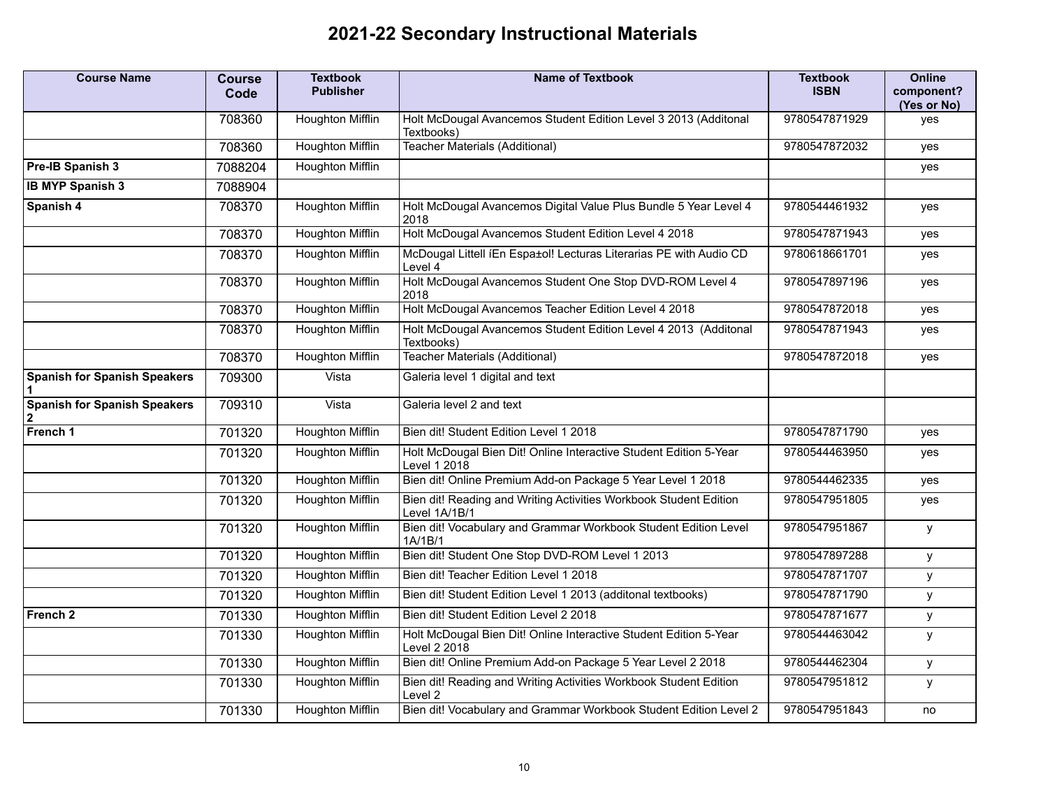# 2021-22 Secondary Instructional Materials

| Course Name | Course Code | Textbook Publisher | Name of Textbook | Textbook ISBN | Online component? (Yes or No) |
|---|---|---|---|---|---|
| | 708360 | Houghton Mifflin | Holt McDougal Avancemos Student Edition Level 3 2013 (Additonal Textbooks) | 9780547871929 | yes |
| | 708360 | Houghton Mifflin | Teacher Materials (Additional) | 9780547872032 | yes |
| **Pre-IB Spanish 3** | 7088204 | Houghton Mifflin | | | yes |
| **IB MYP Spanish 3** | 7088904 | | | | |
| **Spanish 4** | 708370 | Houghton Mifflin | Holt McDougal Avancemos Digital Value Plus Bundle 5 Year Level 4 2018 | 9780544461932 | yes |
| | 708370 | Houghton Mifflin | Holt McDougal Avancemos Student Edition Level 4 2018 | 9780547871943 | yes |
| | 708370 | Houghton Mifflin | McDougal Littell íEn Espa±ol! Lecturas Literarias PE with Audio CD Level 4 | 9780618661701 | yes |
| | 708370 | Houghton Mifflin | Holt McDougal Avancemos Student One Stop DVD-ROM Level 4 2018 | 9780547897196 | yes |
| | 708370 | Houghton Mifflin | Holt McDougal Avancemos Teacher Edition Level 4 2018 | 9780547872018 | yes |
| | 708370 | Houghton Mifflin | Holt McDougal Avancemos Student Edition Level 4 2013 (Additonal Textbooks) | 9780547871943 | yes |
| | 708370 | Houghton Mifflin | Teacher Materials (Additional) | 9780547872018 | yes |
| **Spanish for Spanish Speakers 1** | 709300 | Vista | Galeria level 1 digital and text | | |
| **Spanish for Spanish Speakers 2** | 709310 | Vista | Galeria level 2 and text | | |
| **French 1** | 701320 | Houghton Mifflin | Bien dit! Student Edition Level 1 2018 | 9780547871790 | yes |
| | 701320 | Houghton Mifflin | Holt McDougal Bien Dit! Online Interactive Student Edition 5-Year Level 1 2018 | 9780544463950 | yes |
| | 701320 | Houghton Mifflin | Bien dit! Online Premium Add-on Package 5 Year Level 1 2018 | 9780544462335 | yes |
| | 701320 | Houghton Mifflin | Bien dit! Reading and Writing Activities Workbook Student Edition Level 1A/1B/1 | 9780547951805 | yes |
| | 701320 | Houghton Mifflin | Bien dit! Vocabulary and Grammar Workbook Student Edition Level 1A/1B/1 | 9780547951867 | y |
| | 701320 | Houghton Mifflin | Bien dit! Student One Stop DVD-ROM Level 1 2013 | 9780547897288 | y |
| | 701320 | Houghton Mifflin | Bien dit! Teacher Edition Level 1 2018 | 9780547871707 | y |
| | 701320 | Houghton Mifflin | Bien dit! Student Edition Level 1 2013 (additonal textbooks) | 9780547871790 | y |
| **French 2** | 701330 | Houghton Mifflin | Bien dit! Student Edition Level 2 2018 | 9780547871677 | y |
| | 701330 | Houghton Mifflin | Holt McDougal Bien Dit! Online Interactive Student Edition 5-Year Level 2 2018 | 9780544463042 | y |
| | 701330 | Houghton Mifflin | Bien dit! Online Premium Add-on Package 5 Year Level 2 2018 | 9780544462304 | y |
| | 701330 | Houghton Mifflin | Bien dit! Reading and Writing Activities Workbook Student Edition Level 2 | 9780547951812 | y |
| | 701330 | Houghton Mifflin | Bien dit! Vocabulary and Grammar Workbook Student Edition Level 2 | 9780547951843 | no |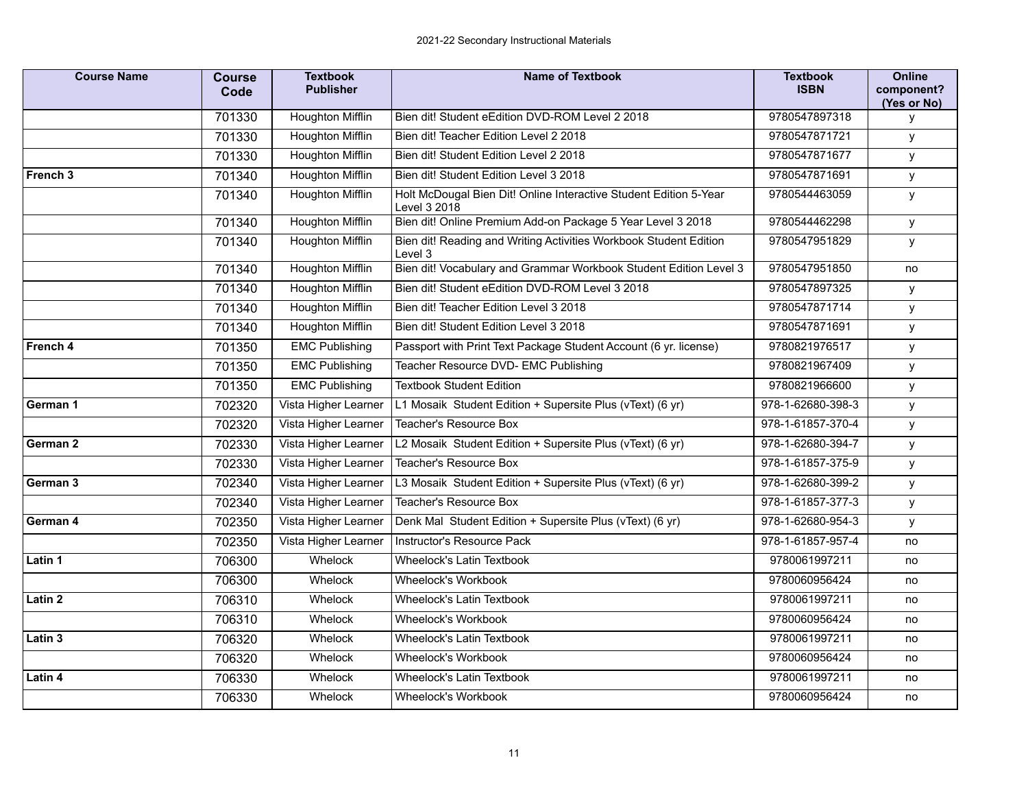| Course Name | Course Code | Textbook Publisher | Name of Textbook | Textbook ISBN | Online component? (Yes or No) |
|---|---|---|---|---|---|
| | 701330 | Houghton Mifflin | Bien dit! Student eEdition DVD-ROM Level 2 2018 | 9780547897318 | y |
| | 701330 | Houghton Mifflin | Bien dit! Teacher Edition Level 2 2018 | 9780547871721 | y |
| | 701330 | Houghton Mifflin | Bien dit! Student Edition Level 2 2018 | 9780547871677 | y |
| **French 3** | 701340 | Houghton Mifflin | Bien dit! Student Edition Level 3 2018 | 9780547871691 | y |
| | 701340 | Houghton Mifflin | Holt McDougal Bien Dit! Online Interactive Student Edition 5-Year Level 3 2018 | 9780544463059 | y |
| | 701340 | Houghton Mifflin | Bien dit! Online Premium Add-on Package 5 Year Level 3 2018 | 9780544462298 | y |
| | 701340 | Houghton Mifflin | Bien dit! Reading and Writing Activities Workbook Student Edition Level 3 | 9780547951829 | y |
| | 701340 | Houghton Mifflin | Bien dit! Vocabulary and Grammar Workbook Student Edition Level 3 | 9780547951850 | no |
| | 701340 | Houghton Mifflin | Bien dit! Student eEdition DVD-ROM Level 3 2018 | 9780547897325 | y |
| | 701340 | Houghton Mifflin | Bien dit! Teacher Edition Level 3 2018 | 9780547871714 | y |
| | 701340 | Houghton Mifflin | Bien dit! Student Edition Level 3 2018 | 9780547871691 | y |
| **French 4** | 701350 | EMC Publishing | Passport with Print Text Package Student Account (6 yr. license) | 9780821976517 | y |
| | 701350 | EMC Publishing | Teacher Resource DVD- EMC Publishing | 9780821967409 | y |
| | 701350 | EMC Publishing | Textbook Student Edition | 9780821966600 | y |
| **German 1** | 702320 | Vista Higher Learner | L1 Mosaik Student Edition + Supersite Plus (vText) (6 yr) | 978-1-62680-398-3 | y |
| | 702320 | Vista Higher Learner | Teacher's Resource Box | 978-1-61857-370-4 | y |
| **German 2** | 702330 | Vista Higher Learner | L2 Mosaik Student Edition + Supersite Plus (vText) (6 yr) | 978-1-62680-394-7 | y |
| | 702330 | Vista Higher Learner | Teacher's Resource Box | 978-1-61857-375-9 | y |
| **German 3** | 702340 | Vista Higher Learner | L3 Mosaik Student Edition + Supersite Plus (vText) (6 yr) | 978-1-62680-399-2 | y |
| | 702340 | Vista Higher Learner | Teacher's Resource Box | 978-1-61857-377-3 | y |
| **German 4** | 702350 | Vista Higher Learner | Denk Mal Student Edition + Supersite Plus (vText) (6 yr) | 978-1-62680-954-3 | y |
| | 702350 | Vista Higher Learner | Instructor's Resource Pack | 978-1-61857-957-4 | no |
| **Latin 1** | 706300 | Whelock | Wheelock's Latin Textbook | 9780061997211 | no |
| | 706300 | Whelock | Wheelock's Workbook | 9780060956424 | no |
| **Latin 2** | 706310 | Whelock | Wheelock's Latin Textbook | 9780061997211 | no |
| | 706310 | Whelock | Wheelock's Workbook | 9780060956424 | no |
| **Latin 3** | 706320 | Whelock | Wheelock's Latin Textbook | 9780061997211 | no |
| | 706320 | Whelock | Wheelock's Workbook | 9780060956424 | no |
| **Latin 4** | 706330 | Whelock | Wheelock's Latin Textbook | 9780061997211 | no |
| | 706330 | Whelock | Wheelock's Workbook | 9780060956424 | no |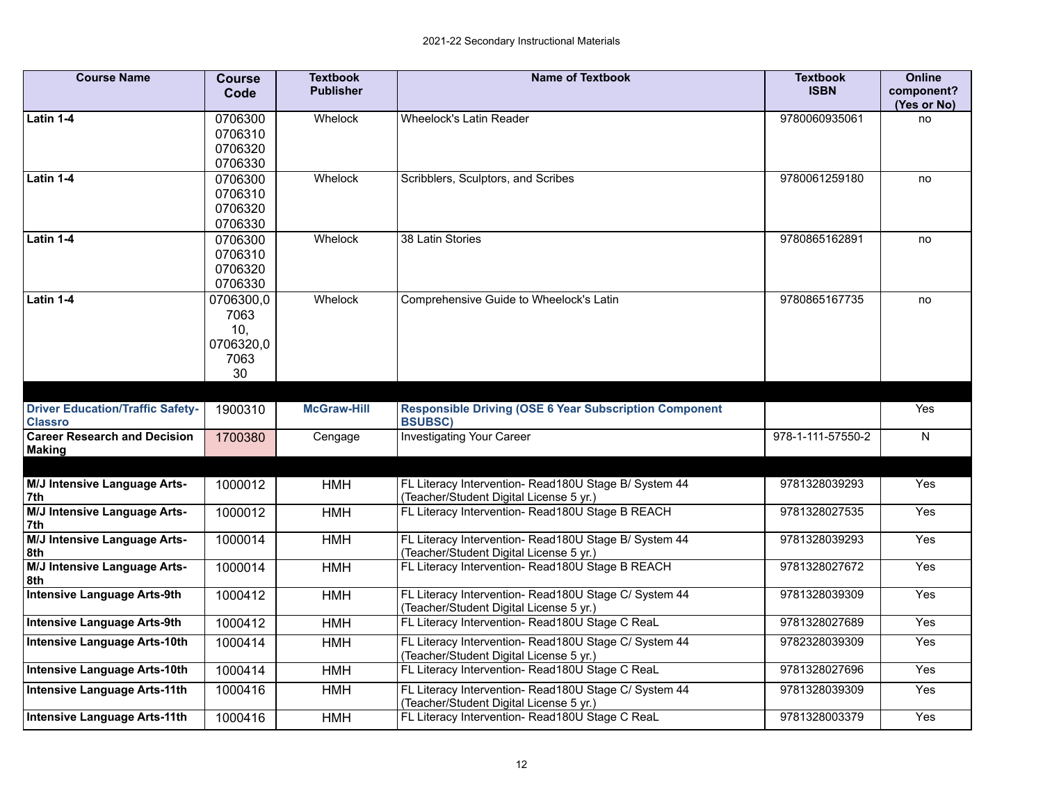| Course Name | Course Code | Textbook Publisher | Name of Textbook | Textbook ISBN | Online component? (Yes or No) |
|---|---|---|---|---|---|
| **Latin 1-4** | 0706300 0706310 0706320 0706330 | Whelock | Wheelock's Latin Reader | 9780060935061 | no |
| **Latin 1-4** | 0706300 0706310 0706320 0706330 | Whelock | Scribblers, Sculptors, and Scribes | 9780061259180 | no |
| **Latin 1-4** | 0706300 0706310 0706320 0706330 | Whelock | 38 Latin Stories | 9780865162891 | no |
| **Latin 1-4** | 0706300,0706310, 0706320,0706330 | Whelock | Comprehensive Guide to Wheelock's Latin | 9780865167735 | no |
| | | | | | |
| **Driver Education/Traffic Safety-Classro** | 1900310 | **McGraw-Hill** | **Responsible Driving (OSE 6 Year Subscription Component BSUBSC)** | | Yes |
| **Career Research and Decision Making** | 1700380 | Cengage | Investigating Your Career | 978-1-111-57550-2 | N |
| | | | | | |
| **M/J Intensive Language Arts-7th** | 1000012 | HMH | FL Literacy Intervention- Read180U Stage B/ System 44 (Teacher/Student Digital License 5 yr.) | 9781328039293 | Yes |
| **M/J Intensive Language Arts-7th** | 1000012 | HMH | FL Literacy Intervention- Read180U Stage B REACH | 9781328027535 | Yes |
| **M/J Intensive Language Arts-8th** | 1000014 | HMH | FL Literacy Intervention- Read180U Stage B/ System 44 (Teacher/Student Digital License 5 yr.) | 9781328039293 | Yes |
| **M/J Intensive Language Arts-8th** | 1000014 | HMH | FL Literacy Intervention- Read180U Stage B REACH | 9781328027672 | Yes |
| **Intensive Language Arts-9th** | 1000412 | HMH | FL Literacy Intervention- Read180U Stage C/ System 44 (Teacher/Student Digital License 5 yr.) | 9781328039309 | Yes |
| **Intensive Language Arts-9th** | 1000412 | HMH | FL Literacy Intervention- Read180U Stage C ReaL | 9781328027689 | Yes |
| **Intensive Language Arts-10th** | 1000414 | HMH | FL Literacy Intervention- Read180U Stage C/ System 44 (Teacher/Student Digital License 5 yr.) | 9782328039309 | Yes |
| **Intensive Language Arts-10th** | 1000414 | HMH | FL Literacy Intervention- Read180U Stage C ReaL | 9781328027696 | Yes |
| **Intensive Language Arts-11th** | 1000416 | HMH | FL Literacy Intervention- Read180U Stage C/ System 44 (Teacher/Student Digital License 5 yr.) | 9781328039309 | Yes |
| **Intensive Language Arts-11th** | 1000416 | HMH | FL Literacy Intervention- Read180U Stage C ReaL | 9781328003379 | Yes |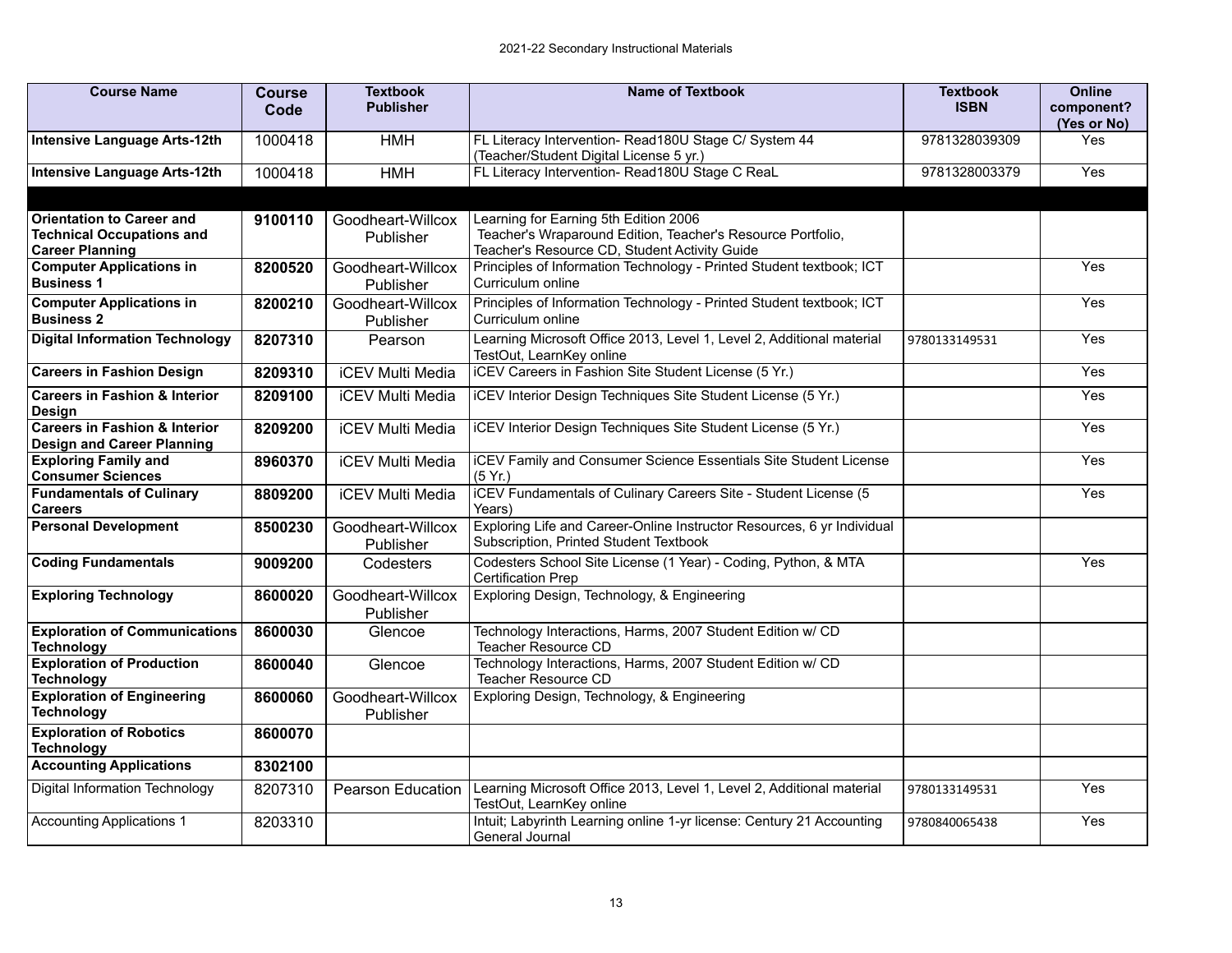2021-22 Secondary Instructional Materials

| Course Name | Course Code | Textbook Publisher | Name of Textbook | Textbook ISBN | Online component? (Yes or No) |
|---|---|---|---|---|---|
| **Intensive Language Arts-12th** | 1000418 | HMH | FL Literacy Intervention- Read180U Stage C/ System 44 (Teacher/Student Digital License 5 yr.) | 9781328039309 | Yes |
| **Intensive Language Arts-12th** | 1000418 | HMH | FL Literacy Intervention- Read180U Stage C ReaL | 9781328003379 | Yes |
| | | | | | |
| **Orientation to Career and Technical Occupations and Career Planning** | **9100110** | Goodheart-Willcox Publisher | Learning for Earning 5th Edition 2006 Teacher's Wraparound Edition, Teacher's Resource Portfolio, Teacher's Resource CD, Student Activity Guide | | |
| **Computer Applications in Business 1** | **8200520** | Goodheart-Willcox Publisher | Principles of Information Technology - Printed Student textbook; ICT Curriculum online | | Yes |
| **Computer Applications in Business 2** | **8200210** | Goodheart-Willcox Publisher | Principles of Information Technology - Printed Student textbook; ICT Curriculum online | | Yes |
| **Digital Information Technology** | **8207310** | Pearson | Learning Microsoft Office 2013, Level 1, Level 2, Additional material TestOut, LearnKey online | 9780133149531 | Yes |
| **Careers in Fashion Design** | **8209310** | iCEV Multi Media | iCEV Careers in Fashion Site Student License (5 Yr.) | | Yes |
| **Careers in Fashion & Interior Design** | **8209100** | iCEV Multi Media | iCEV Interior Design Techniques Site Student License (5 Yr.) | | Yes |
| **Careers in Fashion & Interior Design and Career Planning** | **8209200** | iCEV Multi Media | iCEV Interior Design Techniques Site Student License (5 Yr.) | | Yes |
| **Exploring Family and Consumer Sciences** | **8960370** | iCEV Multi Media | iCEV Family and Consumer Science Essentials Site Student License (5 Yr.) | | Yes |
| **Fundamentals of Culinary Careers** | **8809200** | iCEV Multi Media | iCEV Fundamentals of Culinary Careers Site - Student License (5 Years) | | Yes |
| **Personal Development** | **8500230** | Goodheart-Willcox Publisher | Exploring Life and Career-Online Instructor Resources, 6 yr Individual Subscription, Printed Student Textbook | | |
| **Coding Fundamentals** | **9009200** | Codesters | Codesters School Site License (1 Year) - Coding, Python, & MTA Certification Prep | | Yes |
| **Exploring Technology** | **8600020** | Goodheart-Willcox Publisher | Exploring Design, Technology, & Engineering | | |
| **Exploration of Communications Technology** | **8600030** | Glencoe | Technology Interactions, Harms, 2007 Student Edition w/ CD Teacher Resource CD | | |
| **Exploration of Production Technology** | **8600040** | Glencoe | Technology Interactions, Harms, 2007 Student Edition w/ CD Teacher Resource CD | | |
| **Exploration of Engineering Technology** | **8600060** | Goodheart-Willcox Publisher | Exploring Design, Technology, & Engineering | | |
| **Exploration of Robotics Technology** | **8600070** | | | | |
| **Accounting Applications** | **8302100** | | | | |
| Digital Information Technology | 8207310 | Pearson Education | Learning Microsoft Office 2013, Level 1, Level 2, Additional material TestOut, LearnKey online | 9780133149531 | Yes |
| Accounting Applications 1 | 8203310 | | Intuit; Labyrinth Learning online 1-yr license: Century 21 Accounting General Journal | 9780840065438 | Yes |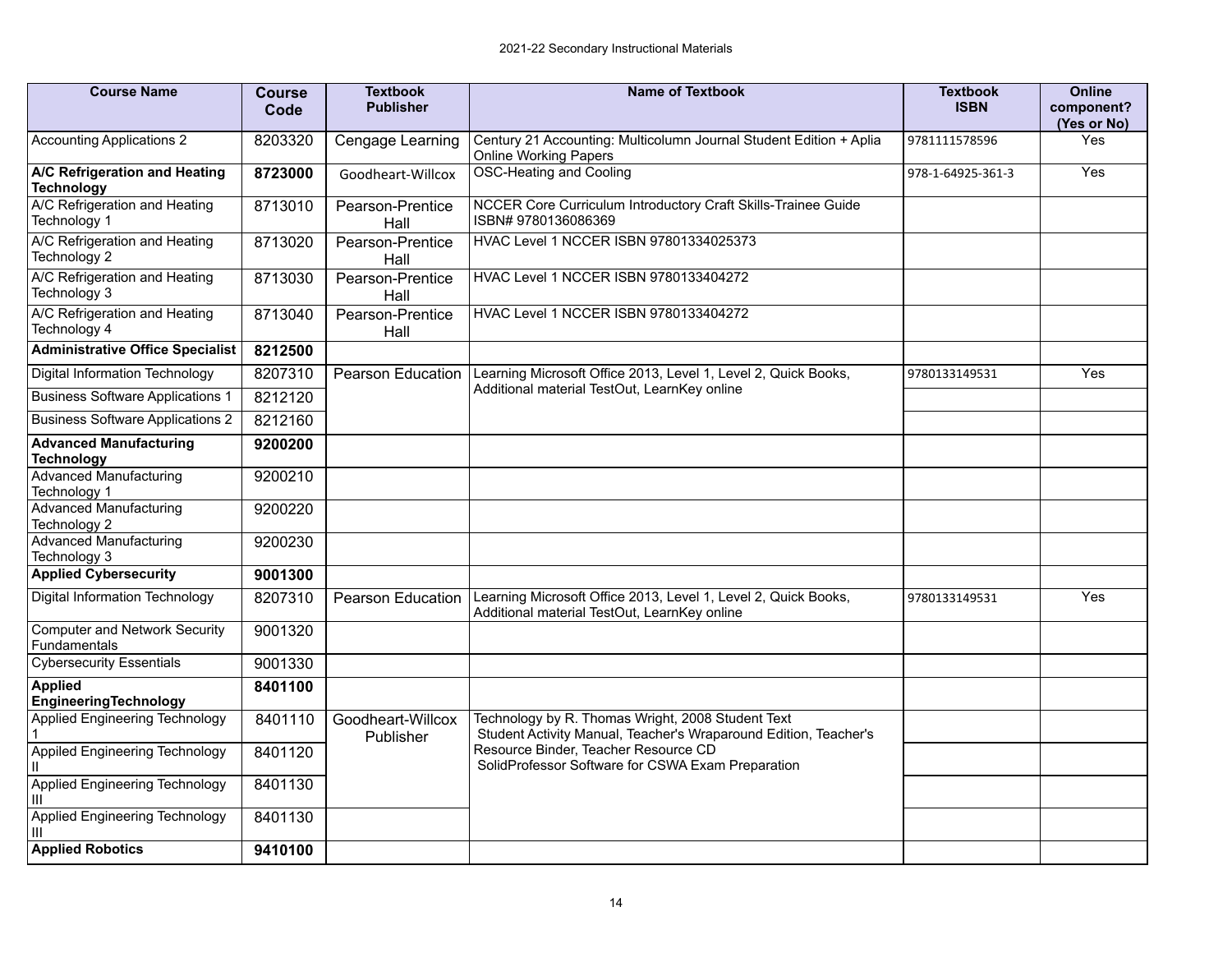2021-22 Secondary Instructional Materials

| Course Name | Course Code | Textbook Publisher | Name of Textbook | Textbook ISBN | Online component? (Yes or No) |
|---|---|---|---|---|---|
| Accounting Applications 2 | 8203320 | Cengage Learning | Century 21 Accounting: Multicolumn Journal Student Edition + Aplia Online Working Papers | 9781111578596 | Yes |
| **A/C Refrigeration and Heating Technology** | **8723000** | Goodheart-Willcox | OSC-Heating and Cooling | 978-1-64925-361-3 | Yes |
| A/C Refrigeration and Heating Technology 1 | 8713010 | Pearson-Prentice Hall | NCCER Core Curriculum Introductory Craft Skills-Trainee Guide ISBN# 9780136086369 | | |
| A/C Refrigeration and Heating Technology 2 | 8713020 | Pearson-Prentice Hall | HVAC Level 1 NCCER ISBN 97801334025373 | | |
| A/C Refrigeration and Heating Technology 3 | 8713030 | Pearson-Prentice Hall | HVAC Level 1 NCCER ISBN 9780133404272 | | |
| A/C Refrigeration and Heating Technology 4 | 8713040 | Pearson-Prentice Hall | HVAC Level 1 NCCER ISBN 9780133404272 | | |
| **Administrative Office Specialist** | **8212500** | | | | |
| Digital Information Technology | 8207310 | Pearson Education | Learning Microsoft Office 2013, Level 1, Level 2, Quick Books, Additional material TestOut, LearnKey online | 9780133149531 | Yes |
| Business Software Applications 1 | 8212120 | | | | |
| Business Software Applications 2 | 8212160 | | | | |
| **Advanced Manufacturing Technology** | **9200200** | | | | |
| Advanced Manufacturing Technology 1 | 9200210 | | | | |
| Advanced Manufacturing Technology 2 | 9200220 | | | | |
| Advanced Manufacturing Technology 3 | 9200230 | | | | |
| **Applied Cybersecurity** | **9001300** | | | | |
| Digital Information Technology | 8207310 | Pearson Education | Learning Microsoft Office 2013, Level 1, Level 2, Quick Books, Additional material TestOut, LearnKey online | 9780133149531 | Yes |
| Computer and Network Security Fundamentals | 9001320 | | | | |
| Cybersecurity Essentials | 9001330 | | | | |
| **Applied EngineeringTechnology** | **8401100** | | | | |
| Applied Engineering Technology 1 | 8401110 | Goodheart-Willcox Publisher | Technology by R. Thomas Wright, 2008 Student Text Student Activity Manual, Teacher's Wraparound Edition, Teacher's Resource Binder, Teacher Resource CD SolidProfessor Software for CSWA Exam Preparation | | |
| Appiled Engineering Technology II | 8401120 | | | | |
| Applied Engineering Technology III | 8401130 | | | | |
| Applied Engineering Technology III | 8401130 | | | | |
| **Applied Robotics** | **9410100** | | | | |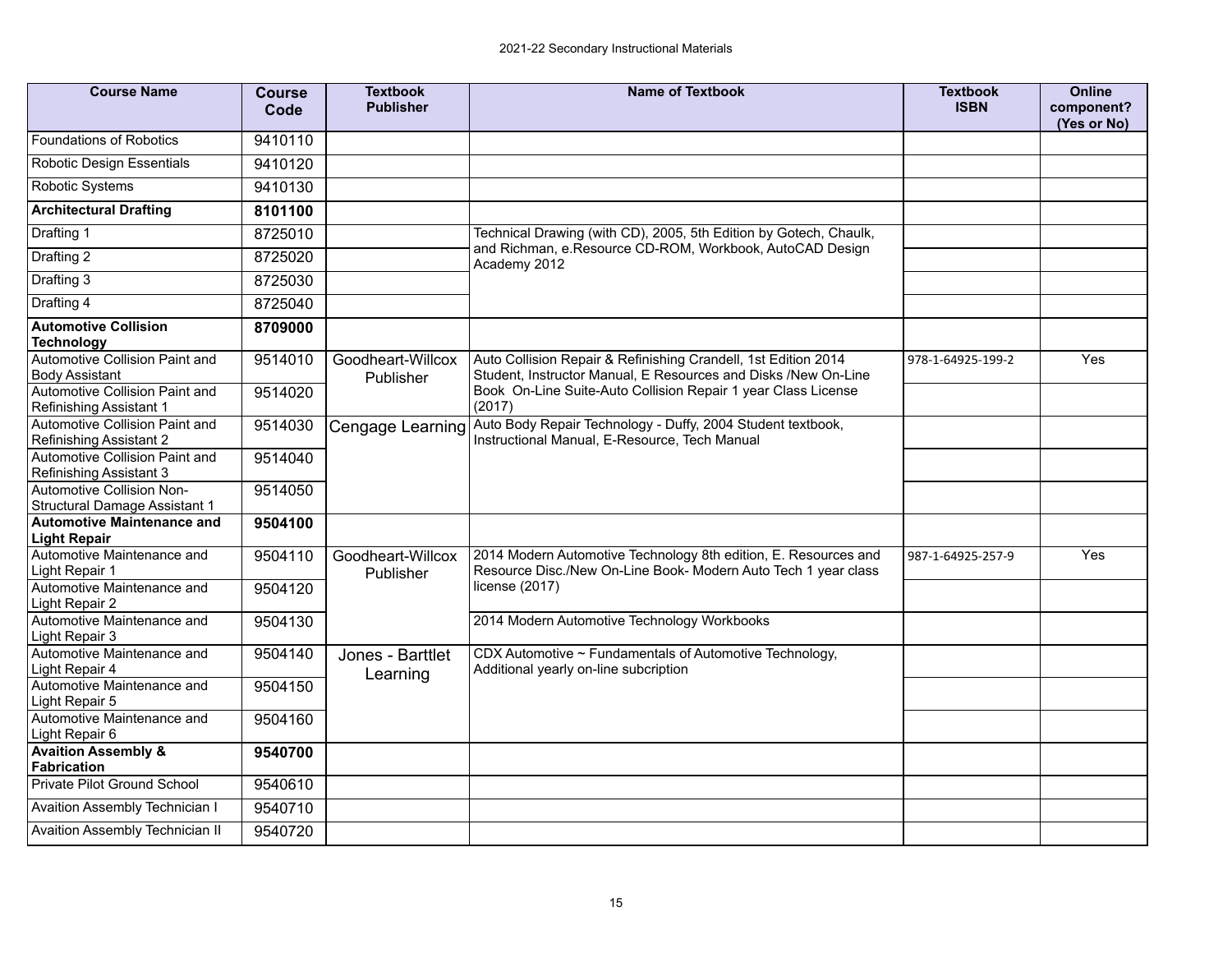| Course Name | Course Code | Textbook Publisher | Name of Textbook | Textbook ISBN | Online component? (Yes or No) |
|---|---|---|---|---|---|
| Foundations of Robotics | 9410110 | | | | |
| Robotic Design Essentials | 9410120 | | | | |
| Robotic Systems | 9410130 | | | | |
| **Architectural Drafting** | **8101100** | | | | |
| Drafting 1 | 8725010 | | Technical Drawing (with CD), 2005, 5th Edition by Gotech, Chaulk, and Richman, e.Resource CD-ROM, Workbook, AutoCAD Design Academy 2012 | | |
| Drafting 2 | 8725020 | | | | |
| Drafting 3 | 8725030 | | | | |
| Drafting 4 | 8725040 | | | | |
| **Automotive Collision Technology** | **8709000** | | | | |
| Automotive Collision Paint and Body Assistant | 9514010 | Goodheart-Willcox Publisher | Auto Collision Repair & Refinishing Crandell, 1st Edition 2014 Student, Instructor Manual, E Resources and Disks /New On-Line Book On-Line Suite-Auto Collision Repair 1 year Class License (2017) | 978-1-64925-199-2 | Yes |
| Automotive Collision Paint and Refinishing Assistant 1 | 9514020 | | | | |
| Automotive Collision Paint and Refinishing Assistant 2 | 9514030 | Cengage Learning | Auto Body Repair Technology - Duffy, 2004 Student textbook, Instructional Manual, E-Resource, Tech Manual | | |
| Automotive Collision Paint and Refinishing Assistant 3 | 9514040 | | | | |
| Automotive Collision Non-Structural Damage Assistant 1 | 9514050 | | | | |
| **Automotive Maintenance and Light Repair** | **9504100** | | | | |
| Automotive Maintenance and Light Repair 1 | 9504110 | Goodheart-Willcox Publisher | 2014 Modern Automotive Technology 8th edition, E. Resources and Resource Disc./New On-Line Book- Modern Auto Tech 1 year class license (2017) | 987-1-64925-257-9 | Yes |
| Automotive Maintenance and Light Repair 2 | 9504120 | | | | |
| Automotive Maintenance and Light Repair 3 | 9504130 | | 2014 Modern Automotive Technology Workbooks | | |
| Automotive Maintenance and Light Repair 4 | 9504140 | Jones - Barttlet Learning | CDX Automotive ~ Fundamentals of Automotive Technology, Additional yearly on-line subcription | | |
| Automotive Maintenance and Light Repair 5 | 9504150 | | | | |
| Automotive Maintenance and Light Repair 6 | 9504160 | | | | |
| **Avaition Assembly & Fabrication** | **9540700** | | | | |
| Private Pilot Ground School | 9540610 | | | | |
| Avaition Assembly Technician I | 9540710 | | | | |
| Avaition Assembly Technician II | 9540720 | | | | |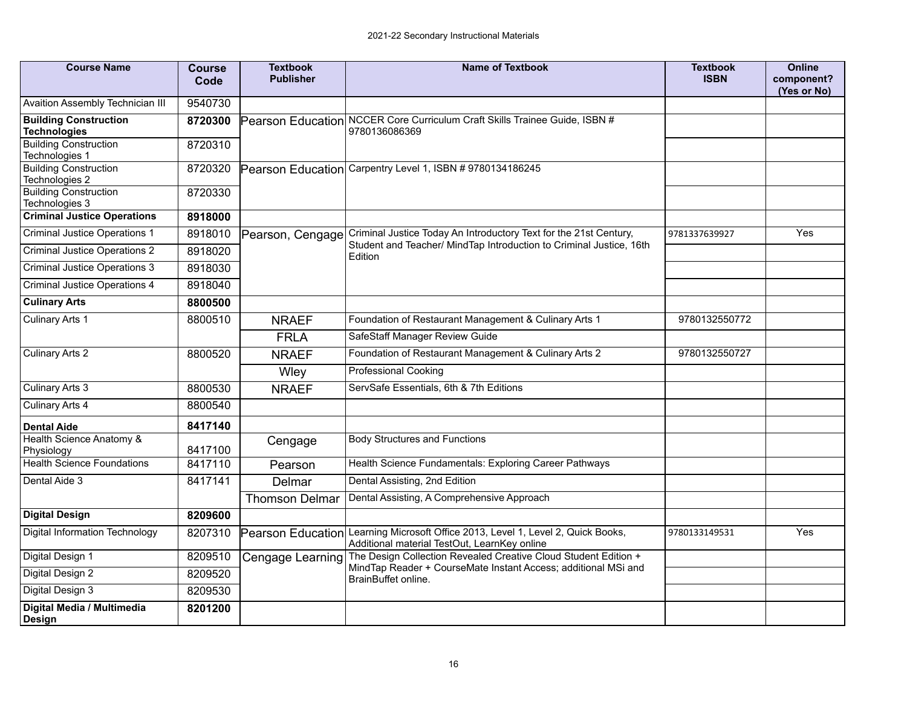2021-22 Secondary Instructional Materials

| Course Name | Course Code | Textbook Publisher | Name of Textbook | Textbook ISBN | Online component? (Yes or No) |
|---|---|---|---|---|---|
| Avaition Assembly Technician III | 9540730 | | | | |
| **Building Construction Technologies** | **8720300** | Pearson Education | NCCER Core Curriculum Craft Skills Trainee Guide, ISBN # 9780136086369 | | |
| Building Construction Technologies 1 | 8720310 | | | | |
| Building Construction Technologies 2 | 8720320 | Pearson Education | Carpentry Level 1, ISBN # 9780134186245 | | |
| Building Construction Technologies 3 | 8720330 | | | | |
| **Criminal Justice Operations** | **8918000** | | | | |
| Criminal Justice Operations 1 | 8918010 | Pearson, Cengage | Criminal Justice Today An Introductory Text for the 21st Century, Student and Teacher/ MindTap Introduction to Criminal Justice, 16th Edition | 9781337639927 | Yes |
| Criminal Justice Operations 2 | 8918020 | | | | |
| Criminal Justice Operations 3 | 8918030 | | | | |
| Criminal Justice Operations 4 | 8918040 | | | | |
| **Culinary Arts** | **8800500** | | | | |
| Culinary Arts 1 | 8800510 | NRAEF | Foundation of Restaurant Management & Culinary Arts 1 | 9780132550772 | |
| | | FRLA | SafeStaff Manager Review Guide | | |
| Culinary Arts 2 | 8800520 | NRAEF | Foundation of Restaurant Management & Culinary Arts 2 | 9780132550727 | |
| | | Wley | Professional Cooking | | |
| Culinary Arts 3 | 8800530 | NRAEF | ServSafe Essentials, 6th & 7th Editions | | |
| Culinary Arts 4 | 8800540 | | | | |
| **Dental Aide** | **8417140** | | | | |
| Health Science Anatomy & Physiology | 8417100 | Cengage | Body Structures and Functions | | |
| Health Science Foundations | 8417110 | Pearson | Health Science Fundamentals: Exploring Career Pathways | | |
| Dental Aide 3 | 8417141 | Delmar | Dental Assisting, 2nd Edition | | |
| | | Thomson Delmar | Dental Assisting, A Comprehensive Approach | | |
| **Digital Design** | **8209600** | | | | |
| Digital Information Technology | 8207310 | Pearson Education | Learning Microsoft Office 2013, Level 1, Level 2, Quick Books, Additional material TestOut, LearnKey online | 9780133149531 | Yes |
| Digital Design 1 | 8209510 | Cengage Learning | The Design Collection Revealed Creative Cloud Student Edition + MindTap Reader + CourseMate Instant Access; additional MSi and BrainBuffet online. | | |
| Digital Design 2 | 8209520 | | | | |
| Digital Design 3 | 8209530 | | | | |
| **Digital Media / Multimedia Design** | **8201200** | | | | |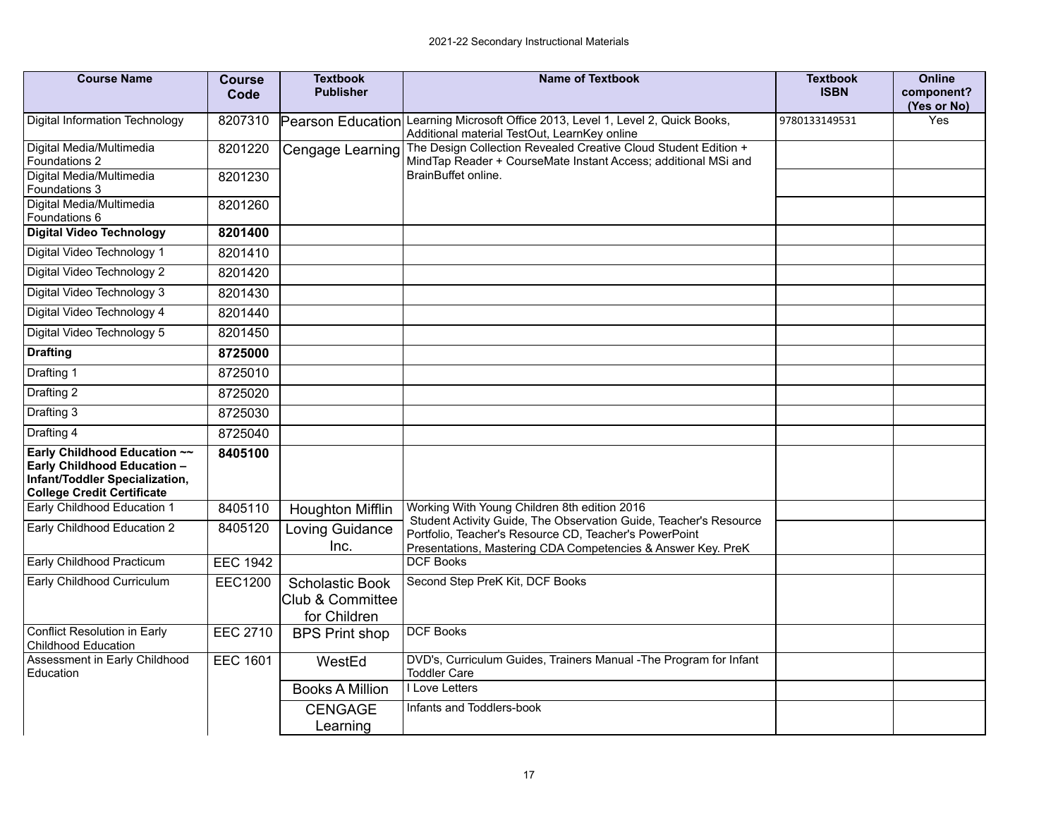2021-22 Secondary Instructional Materials

| Course Name | Course Code | Textbook Publisher | Name of Textbook | Textbook ISBN | Online component? (Yes or No) |
|---|---|---|---|---|---|
| Digital Information Technology | 8207310 | Pearson Education | Learning Microsoft Office 2013, Level 1, Level 2, Quick Books, Additional material TestOut, LearnKey online | 9780133149531 | Yes |
| Digital Media/Multimedia Foundations 2 | 8201220 | Cengage Learning | The Design Collection Revealed Creative Cloud Student Edition + MindTap Reader + CourseMate Instant Access; additional MSi and BrainBuffet online. | | |
| Digital Media/Multimedia Foundations 3 | 8201230 | | | | |
| Digital Media/Multimedia Foundations 6 | 8201260 | | | | |
| **Digital Video Technology** | **8201400** | | | | |
| Digital Video Technology 1 | 8201410 | | | | |
| Digital Video Technology 2 | 8201420 | | | | |
| Digital Video Technology 3 | 8201430 | | | | |
| Digital Video Technology 4 | 8201440 | | | | |
| Digital Video Technology 5 | 8201450 | | | | |
| **Drafting** | **8725000** | | | | |
| Drafting 1 | 8725010 | | | | |
| Drafting 2 | 8725020 | | | | |
| Drafting 3 | 8725030 | | | | |
| Drafting 4 | 8725040 | | | | |
| **Early Childhood Education ~~ Early Childhood Education – Infant/Toddler Specialization, College Credit Certificate** | **8405100** | | | | |
| Early Childhood Education 1 | 8405110 | Houghton Mifflin | Working With Young Children 8th edition 2016 Student Activity Guide, The Observation Guide, Teacher's Resource Portfolio, Teacher's Resource CD, Teacher's PowerPoint Presentations, Mastering CDA Competencies & Answer Key. PreK | | |
| Early Childhood Education 2 | 8405120 | Loving Guidance Inc. | | | |
| Early Childhood Practicum | EEC 1942 | | DCF Books | | |
| Early Childhood Curriculum | EEC1200 | Scholastic Book Club & Committee for Children | Second Step PreK Kit, DCF Books | | |
| Conflict Resolution in Early Childhood Education | EEC 2710 | BPS Print shop | DCF Books | | |
| Assessment in Early Childhood Education | EEC 1601 | WestEd | DVD's, Curriculum Guides, Trainers Manual -The Program for Infant Toddler Care | | |
| | | Books A Million | I Love Letters | | |
| | | CENGAGE Learning | Infants and Toddlers-book | | |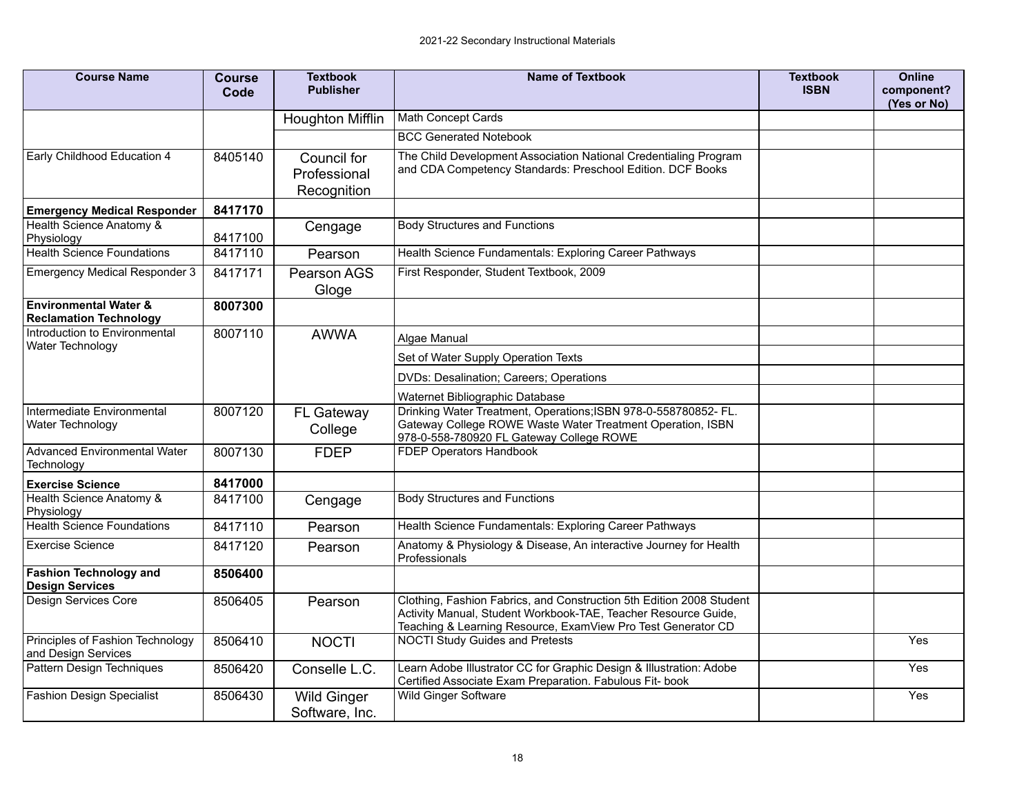| Course Name | Course Code | Textbook Publisher | Name of Textbook | Textbook ISBN | Online component? (Yes or No) |
|---|---|---|---|---|---|
| | | Houghton Mifflin | Math Concept Cards | | |
| | | | BCC Generated Notebook | | |
| Early Childhood Education 4 | 8405140 | Council for Professional Recognition | The Child Development Association National Credentialing Program and CDA Competency Standards: Preschool Edition. DCF Books | | |
| **Emergency Medical Responder** | **8417170** | | | | |
| Health Science Anatomy & Physiology | 8417100 | Cengage | Body Structures and Functions | | |
| Health Science Foundations | 8417110 | Pearson | Health Science Fundamentals: Exploring Career Pathways | | |
| Emergency Medical Responder 3 | 8417171 | Pearson AGS Gloge | First Responder, Student Textbook, 2009 | | |
| **Environmental Water & Reclamation Technology** | **8007300** | | | | |
| Introduction to Environmental Water Technology | 8007110 | AWWA | Algae Manual | | |
| | | | Set of Water Supply Operation Texts | | |
| | | | DVDs: Desalination; Careers; Operations | | |
| | | | Waternet Bibliographic Database | | |
| Intermediate Environmental Water Technology | 8007120 | FL Gateway College | Drinking Water Treatment, Operations;ISBN 978-0-558780852- FL. Gateway College ROWE Waste Water Treatment Operation, ISBN 978-0-558-780920 FL Gateway College ROWE | | |
| Advanced Environmental Water Technology | 8007130 | FDEP | FDEP Operators Handbook | | |
| **Exercise Science** | **8417000** | | | | |
| Health Science Anatomy & Physiology | 8417100 | Cengage | Body Structures and Functions | | |
| Health Science Foundations | 8417110 | Pearson | Health Science Fundamentals: Exploring Career Pathways | | |
| Exercise Science | 8417120 | Pearson | Anatomy & Physiology & Disease, An interactive Journey for Health Professionals | | |
| **Fashion Technology and Design Services** | **8506400** | | | | |
| Design Services Core | 8506405 | Pearson | Clothing, Fashion Fabrics, and Construction 5th Edition 2008 Student Activity Manual, Student Workbook-TAE, Teacher Resource Guide, Teaching & Learning Resource, ExamView Pro Test Generator CD | | |
| Principles of Fashion Technology and Design Services | 8506410 | NOCTI | NOCTI Study Guides and Pretests | | Yes |
| Pattern Design Techniques | 8506420 | Conselle L.C. | Learn Adobe Illustrator CC for Graphic Design & Illustration: Adobe Certified Associate Exam Preparation. Fabulous Fit- book | | Yes |
| Fashion Design Specialist | 8506430 | Wild Ginger Software, Inc. | Wild Ginger Software | | Yes |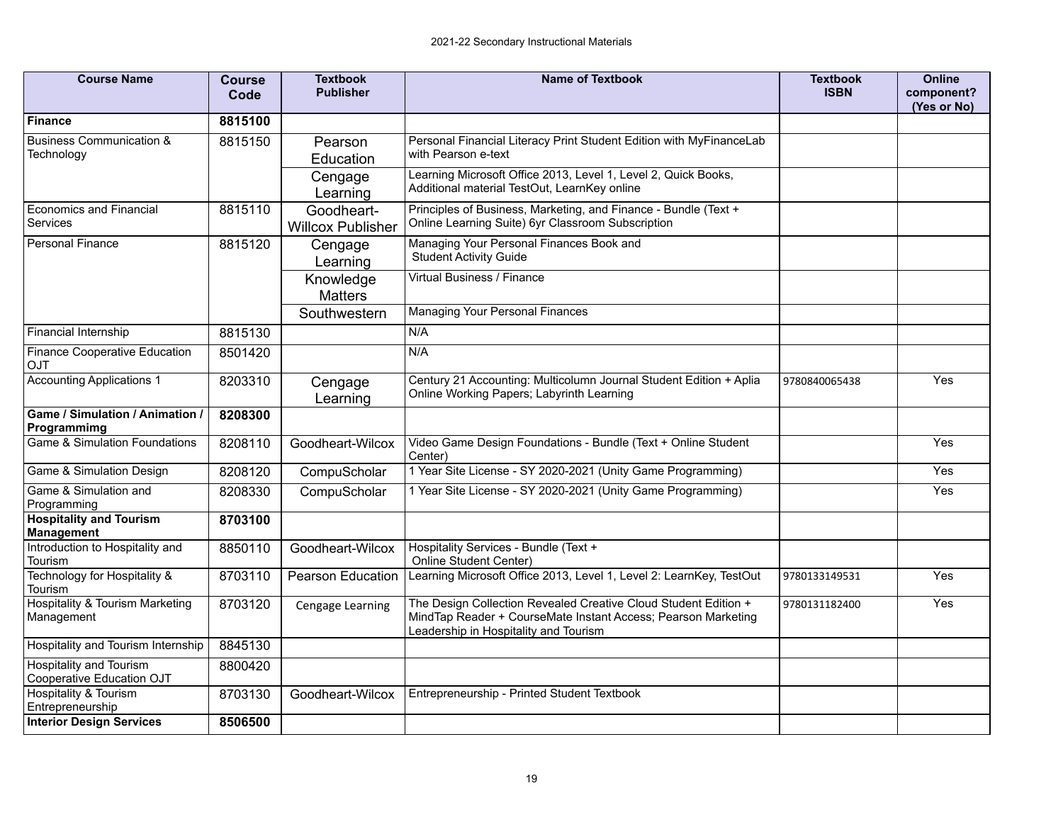| Course Name | Course Code | Textbook Publisher | Name of Textbook | Textbook ISBN | Online component? (Yes or No) |
|---|---|---|---|---|---|
| **Finance** | **8815100** | | | | |
| Business Communication & Technology | 8815150 | Pearson Education | Personal Financial Literacy Print Student Edition with MyFinanceLab with Pearson e-text | | |
| | | Cengage Learning | Learning Microsoft Office 2013, Level 1, Level 2, Quick Books, Additional material TestOut, LearnKey online | | |
| Economics and Financial Services | 8815110 | Goodheart-Willcox Publisher | Principles of Business, Marketing, and Finance - Bundle (Text + Online Learning Suite) 6yr Classroom Subscription | | |
| Personal Finance | 8815120 | Cengage Learning | Managing Your Personal Finances Book and Student Activity Guide | | |
| | | Knowledge Matters | Virtual Business / Finance | | |
| | | Southwestern | Managing Your Personal Finances | | |
| Financial Internship | 8815130 | | N/A | | |
| Finance Cooperative Education OJT | 8501420 | | N/A | | |
| Accounting Applications 1 | 8203310 | Cengage Learning | Century 21 Accounting: Multicolumn Journal Student Edition + Aplia Online Working Papers; Labyrinth Learning | 9780840065438 | Yes |
| **Game / Simulation / Animation / Programmimg** | **8208300** | | | | |
| Game & Simulation Foundations | 8208110 | Goodheart-Wilcox | Video Game Design Foundations - Bundle (Text + Online Student Center) | | Yes |
| Game & Simulation Design | 8208120 | CompuScholar | 1 Year Site License - SY 2020-2021 (Unity Game Programming) | | Yes |
| Game & Simulation and Programming | 8208330 | CompuScholar | 1 Year Site License - SY 2020-2021 (Unity Game Programming) | | Yes |
| **Hospitality and Tourism Management** | **8703100** | | | | |
| Introduction to Hospitality and Tourism | 8850110 | Goodheart-Wilcox | Hospitality Services - Bundle (Text + Online Student Center) | | |
| Technology for Hospitality & Tourism | 8703110 | Pearson Education | Learning Microsoft Office 2013, Level 1, Level 2: LearnKey, TestOut | 9780133149531 | Yes |
| Hospitality & Tourism Marketing Management | 8703120 | Cengage Learning | The Design Collection Revealed Creative Cloud Student Edition + MindTap Reader + CourseMate Instant Access; Pearson Marketing Leadership in Hospitality and Tourism | 9780131182400 | Yes |
| Hospitality and Tourism Internship | 8845130 | | | | |
| Hospitality and Tourism Cooperative Education OJT | 8800420 | | | | |
| Hospitality & Tourism Entrepreneurship | 8703130 | Goodheart-Wilcox | Entrepreneurship - Printed Student Textbook | | |
| **Interior Design Services** | **8506500** | | | | |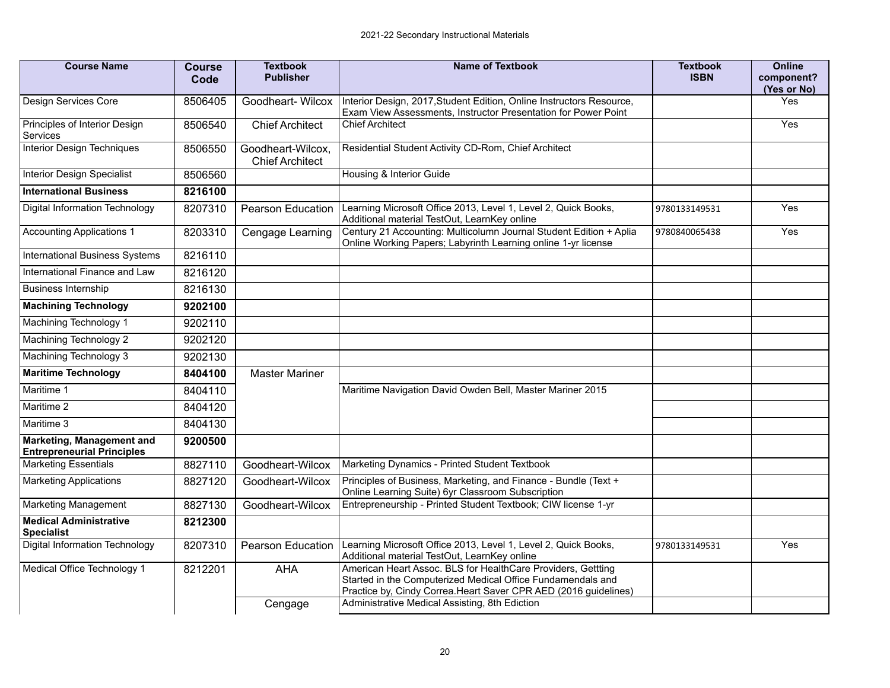| Course Name | Course Code | Textbook Publisher | Name of Textbook | Textbook ISBN | Online component? (Yes or No) |
|---|---|---|---|---|---|
| Design Services Core | 8506405 | Goodheart- Wilcox | Interior Design, 2017,Student Edition, Online Instructors Resource, Exam View Assessments, Instructor Presentation for Power Point | | Yes |
| Principles of Interior Design Services | 8506540 | Chief Architect | Chief Architect | | Yes |
| Interior Design Techniques | 8506550 | Goodheart-Wilcox, Chief Architect | Residential Student Activity CD-Rom, Chief Architect | | |
| Interior Design Specialist | 8506560 | | Housing & Interior Guide | | |
| **International Business** | **8216100** | | | | |
| Digital Information Technology | 8207310 | Pearson Education | Learning Microsoft Office 2013, Level 1, Level 2, Quick Books, Additional material TestOut, LearnKey online | 9780133149531 | Yes |
| Accounting Applications 1 | 8203310 | Cengage Learning | Century 21 Accounting: Multicolumn Journal Student Edition + Aplia Online Working Papers; Labyrinth Learning online 1-yr license | 9780840065438 | Yes |
| International Business Systems | 8216110 | | | | |
| International Finance and Law | 8216120 | | | | |
| Business Internship | 8216130 | | | | |
| **Machining Technology** | **9202100** | | | | |
| Machining Technology 1 | 9202110 | | | | |
| Machining Technology 2 | 9202120 | | | | |
| Machining Technology 3 | 9202130 | | | | |
| **Maritime Technology** | **8404100** | Master Mariner | | | |
| Maritime 1 | 8404110 | | Maritime Navigation David Owden Bell, Master Mariner 2015 | | |
| Maritime 2 | 8404120 | | | | |
| Maritime 3 | 8404130 | | | | |
| **Marketing, Management and Entrepreneurial Principles** | **9200500** | | | | |
| Marketing Essentials | 8827110 | Goodheart-Wilcox | Marketing Dynamics - Printed Student Textbook | | |
| Marketing Applications | 8827120 | Goodheart-Wilcox | Principles of Business, Marketing, and Finance - Bundle (Text + Online Learning Suite) 6yr Classroom Subscription | | |
| Marketing Management | 8827130 | Goodheart-Wilcox | Entrepreneurship - Printed Student Textbook; CIW license 1-yr | | |
| **Medical Administrative Specialist** | **8212300** | | | | |
| Digital Information Technology | 8207310 | Pearson Education | Learning Microsoft Office 2013, Level 1, Level 2, Quick Books, Additional material TestOut, LearnKey online | 9780133149531 | Yes |
| Medical Office Technology 1 | 8212201 | AHA | American Heart Assoc. BLS for HealthCare Providers, Gettting Started in the Computerized Medical Office Fundamendals and Practice by, Cindy Correa.Heart Saver CPR AED (2016 guidelines) | | |
| | | Cengage | Administrative Medical Assisting, 8th Ediction | | |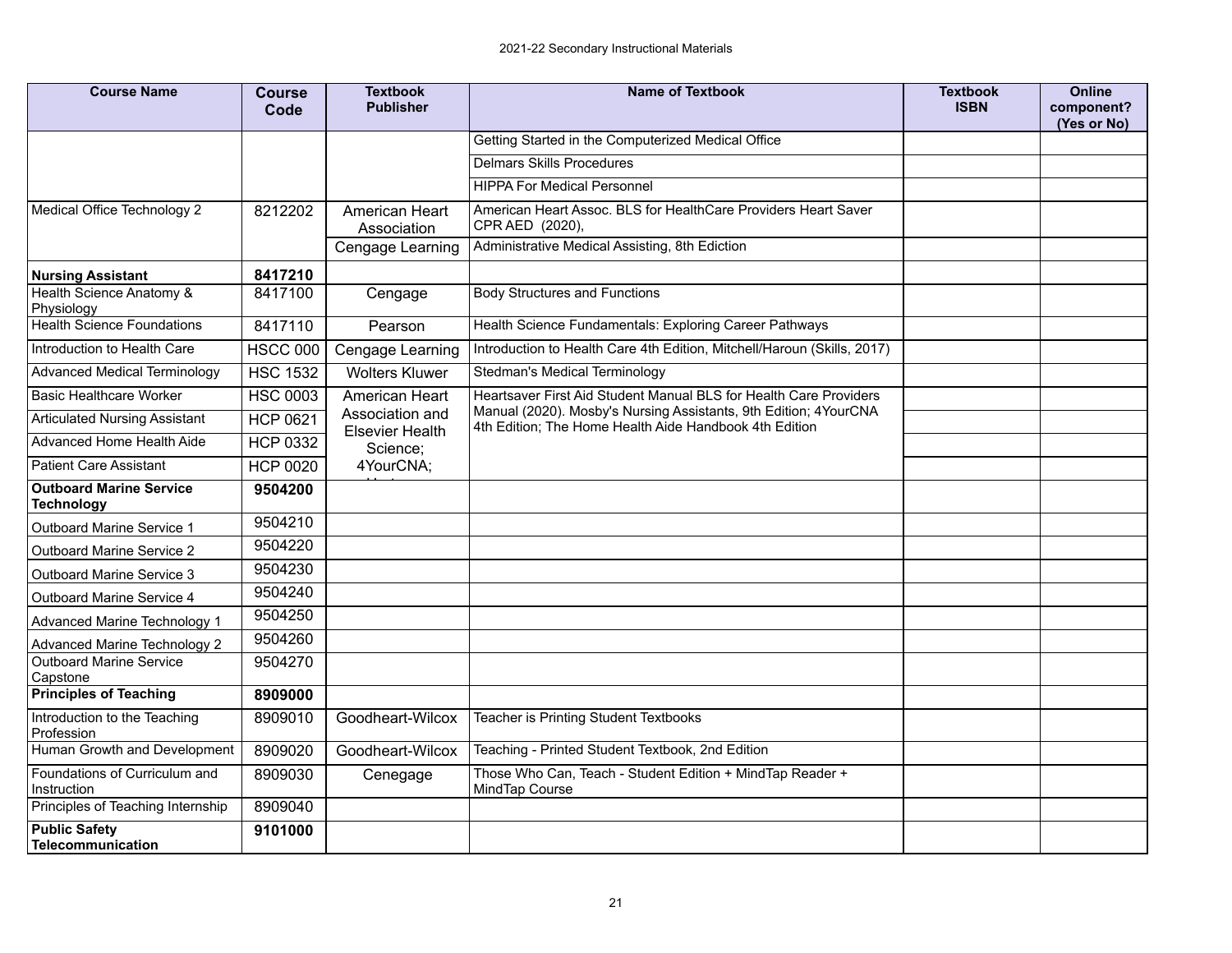2021-22 Secondary Instructional Materials

| Course Name | Course Code | Textbook Publisher | Name of Textbook | Textbook ISBN | Online component? (Yes or No) |
|---|---|---|---|---|---|
| | | | Getting Started in the Computerized Medical Office | | |
| | | | Delmars Skills Procedures | | |
| | | | HIPPA For Medical Personnel | | |
| Medical Office Technology 2 | 8212202 | American Heart Association | American Heart Assoc. BLS for HealthCare Providers Heart Saver CPR AED (2020), | | |
| | | Cengage Learning | Administrative Medical Assisting, 8th Ediction | | |
| **Nursing Assistant** | **8417210** | | | | |
| Health Science Anatomy & Physiology | 8417100 | Cengage | Body Structures and Functions | | |
| Health Science Foundations | 8417110 | Pearson | Health Science Fundamentals: Exploring Career Pathways | | |
| Introduction to Health Care | HSCC 000 | Cengage Learning | Introduction to Health Care 4th Edition, Mitchell/Haroun (Skills, 2017) | | |
| Advanced Medical Terminology | HSC 1532 | Wolters Kluwer | Stedman's Medical Terminology | | |
| Basic Healthcare Worker | HSC 0003 | American Heart Association and Elsevier Health Science; 4YourCNA; | Heartsaver First Aid Student Manual BLS for Health Care Providers Manual (2020). Mosby's Nursing Assistants, 9th Edition; 4YourCNA 4th Edition; The Home Health Aide Handbook 4th Edition | | |
| Articulated Nursing Assistant | HCP 0621 | | | | |
| Advanced Home Health Aide | HCP 0332 | | | | |
| Patient Care Assistant | HCP 0020 | | | | |
| **Outboard Marine Service Technology** | **9504200** | | | | |
| Outboard Marine Service 1 | 9504210 | | | | |
| Outboard Marine Service 2 | 9504220 | | | | |
| Outboard Marine Service 3 | 9504230 | | | | |
| Outboard Marine Service 4 | 9504240 | | | | |
| Advanced Marine Technology 1 | 9504250 | | | | |
| Advanced Marine Technology 2 | 9504260 | | | | |
| Outboard Marine Service Capstone | 9504270 | | | | |
| **Principles of Teaching** | **8909000** | | | | |
| Introduction to the Teaching Profession | 8909010 | Goodheart-Wilcox | Teacher is Printing Student Textbooks | | |
| Human Growth and Development | 8909020 | Goodheart-Wilcox | Teaching - Printed Student Textbook, 2nd Edition | | |
| Foundations of Curriculum and Instruction | 8909030 | Cenegage | Those Who Can, Teach - Student Edition + MindTap Reader + MindTap Course | | |
| Principles of Teaching Internship | 8909040 | | | | |
| **Public Safety Telecommunication** | **9101000** | | | | |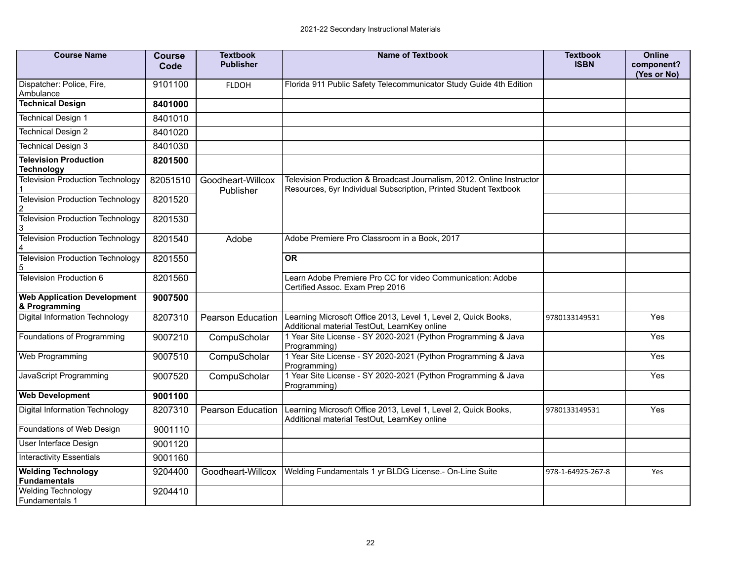| Course Name | Course Code | Textbook Publisher | Name of Textbook | Textbook ISBN | Online component? (Yes or No) |
|---|---|---|---|---|---|
| Dispatcher: Police, Fire, Ambulance | 9101100 | FLDOH | Florida 911 Public Safety Telecommunicator Study Guide 4th Edition | | |
| **Technical Design** | **8401000** | | | | |
| Technical Design 1 | 8401010 | | | | |
| Technical Design 2 | 8401020 | | | | |
| Technical Design 3 | 8401030 | | | | |
| **Television Production Technology** | **8201500** | | | | |
| Television Production Technology 1 | 82051510 | Goodheart-Willcox Publisher | Television Production & Broadcast Journalism, 2012. Online Instructor Resources, 6yr Individual Subscription, Printed Student Textbook | | |
| Television Production Technology 2 | 8201520 | | | | |
| Television Production Technology 3 | 8201530 | | | | |
| Television Production Technology 4 | 8201540 | Adobe | Adobe Premiere Pro Classroom in a Book, 2017 | | |
| Television Production Technology 5 | 8201550 | | **OR** | | |
| Television Production 6 | 8201560 | | Learn Adobe Premiere Pro CC for video Communication: Adobe Certified Assoc. Exam Prep 2016 | | |
| **Web Application Development & Programming** | **9007500** | | | | |
| Digital Information Technology | 8207310 | Pearson Education | Learning Microsoft Office 2013, Level 1, Level 2, Quick Books, Additional material TestOut, LearnKey online | 9780133149531 | Yes |
| Foundations of Programming | 9007210 | CompuScholar | 1 Year Site License - SY 2020-2021 (Python Programming & Java Programming) | | Yes |
| Web Programming | 9007510 | CompuScholar | 1 Year Site License - SY 2020-2021 (Python Programming & Java Programming) | | Yes |
| JavaScript Programming | 9007520 | CompuScholar | 1 Year Site License - SY 2020-2021 (Python Programming & Java Programming) | | Yes |
| **Web Development** | **9001100** | | | | |
| Digital Information Technology | 8207310 | Pearson Education | Learning Microsoft Office 2013, Level 1, Level 2, Quick Books, Additional material TestOut, LearnKey online | 9780133149531 | Yes |
| Foundations of Web Design | 9001110 | | | | |
| User Interface Design | 9001120 | | | | |
| Interactivity Essentials | 9001160 | | | | |
| **Welding Technology Fundamentals** | 9204400 | Goodheart-Willcox | Welding Fundamentals 1 yr BLDG License.- On-Line Suite | 978-1-64925-267-8 | Yes |
| Welding Technology Fundamentals 1 | 9204410 | | | | |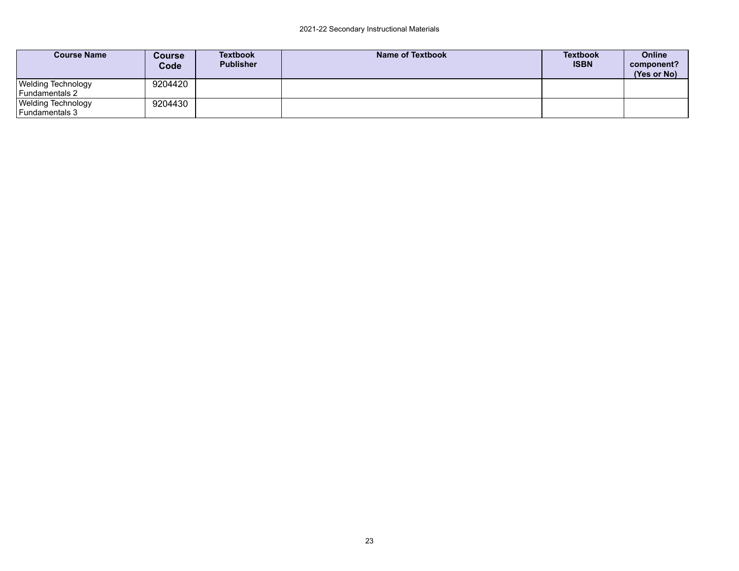| Course Name | Course Code | Textbook Publisher | Name of Textbook | Textbook ISBN | Online component? (Yes or No) |
|---|---|---|---|---|---|
| Welding Technology Fundamentals 2 | 9204420 | | | | |
| Welding Technology Fundamentals 3 | 9204430 | | | | |